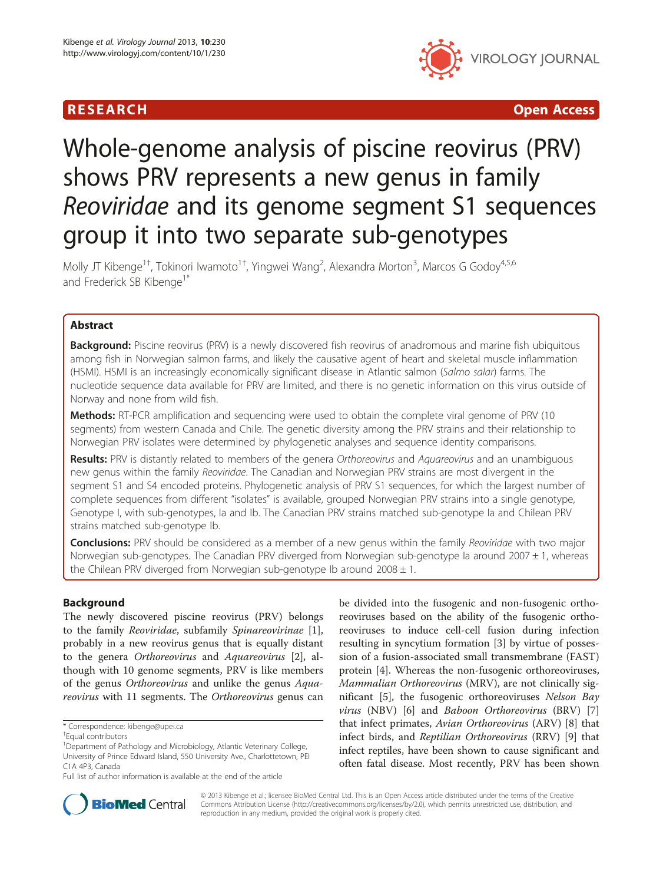RESEARCH Open Access

# Whole-genome analysis of piscine reovirus (PRV) shows PRV represents a new genus in family *Reoviridae* and its genome segment S1 sequences group it into two separate sub-genotypes

Molly JT Kibenge[1†], Tokinori Iwamoto[1†], Yingwei Wang[2], Alexandra Morton[3], Marcos G Godoy[4,5,6] and Frederick SB Kibenge[1*]

## Abstract

**Background:** Piscine reovirus (PRV) is a newly discovered fish reovirus of anadromous and marine fish ubiquitous among fish in Norwegian salmon farms, and likely the causative agent of heart and skeletal muscle inflammation (HSMI). HSMI is an increasingly economically significant disease in Atlantic salmon (*Salmo salar*) farms. The nucleotide sequence data available for PRV are limited, and there is no genetic information on this virus outside of Norway and none from wild fish.

**Methods:** RT-PCR amplification and sequencing were used to obtain the complete viral genome of PRV (10 segments) from western Canada and Chile. The genetic diversity among the PRV strains and their relationship to Norwegian PRV isolates were determined by phylogenetic analyses and sequence identity comparisons.

**Results:** PRV is distantly related to members of the genera *Orthoreovirus* and *Aquareovirus* and an unambiguous new genus within the family *Reoviridae*. The Canadian and Norwegian PRV strains are most divergent in the segment S1 and S4 encoded proteins. Phylogenetic analysis of PRV S1 sequences, for which the largest number of complete sequences from different "isolates" is available, grouped Norwegian PRV strains into a single genotype, Genotype I, with sub-genotypes, Ia and Ib. The Canadian PRV strains matched sub-genotype Ia and Chilean PRV strains matched sub-genotype Ib.

**Conclusions:** PRV should be considered as a member of a new genus within the family *Reoviridae* with two major Norwegian sub-genotypes. The Canadian PRV diverged from Norwegian sub-genotype Ia around 2007 ± 1, whereas the Chilean PRV diverged from Norwegian sub-genotype Ib around 2008 ± 1.

## Background

The newly discovered piscine reovirus (PRV) belongs to the family *Reoviridae*, subfamily *Spinareovirinae* [1], probably in a new reovirus genus that is equally distant to the genera *Orthoreovirus* and *Aquareovirus* [2], although with 10 genome segments, PRV is like members of the genus *Orthoreovirus* and unlike the genus *Aquareovirus* with 11 segments. The *Orthoreovirus* genus can be divided into the fusogenic and non-fusogenic orthoreoviruses based on the ability of the fusogenic orthoreoviruses to induce cell-cell fusion during infection resulting in syncytium formation [3] by virtue of possession of a fusion-associated small transmembrane (FAST) protein [4]. Whereas the non-fusogenic orthoreoviruses, *Mammalian Orthoreovirus* (MRV), are not clinically significant [5], the fusogenic orthoreoviruses *Nelson Bay virus* (NBV) [6] and *Baboon Orthoreovirus* (BRV) [7] that infect primates, *Avian Orthoreovirus* (ARV) [8] that infect birds, and *Reptilian Orthoreovirus* (RRV) [9] that infect reptiles, have been shown to cause significant and often fatal disease. Most recently, PRV has been shown

\* Correspondence: kibenge@upei.ca
†Equal contributors
[1]Department of Pathology and Microbiology, Atlantic Veterinary College, University of Prince Edward Island, 550 University Ave., Charlottetown, PEI C1A 4P3, Canada
Full list of author information is available at the end of the article

© 2013 Kibenge et al.; licensee BioMed Central Ltd. This is an Open Access article distributed under the terms of the Creative Commons Attribution License (http://creativecommons.org/licenses/by/2.0), which permits unrestricted use, distribution, and reproduction in any medium, provided the original work is properly cited.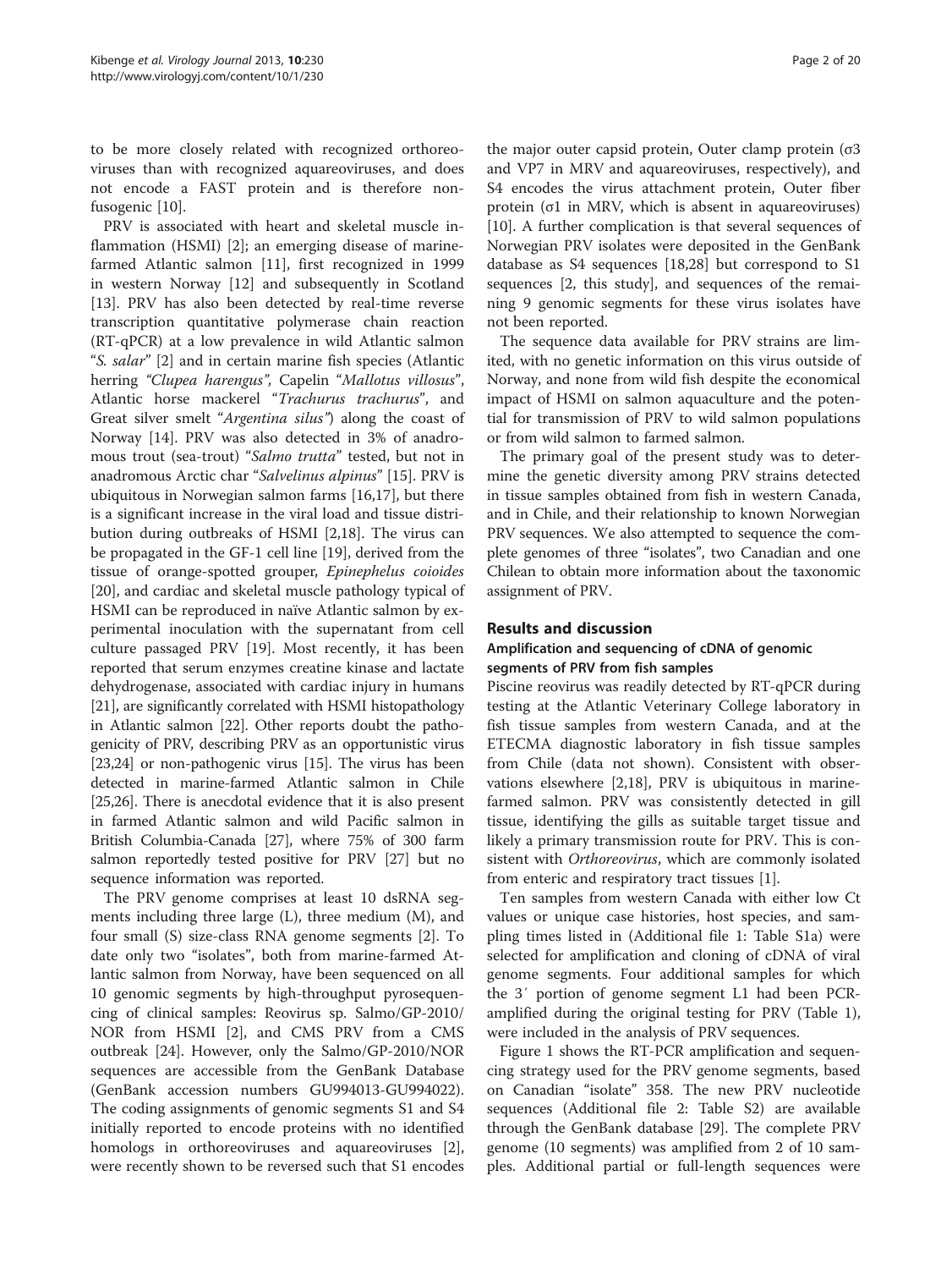to be more closely related with recognized orthoreoviruses than with recognized aquareoviruses, and does not encode a FAST protein and is therefore non-fusogenic [10].

PRV is associated with heart and skeletal muscle inflammation (HSMI) [2]; an emerging disease of marine-farmed Atlantic salmon [11], first recognized in 1999 in western Norway [12] and subsequently in Scotland [13]. PRV has also been detected by real-time reverse transcription quantitative polymerase chain reaction (RT-qPCR) at a low prevalence in wild Atlantic salmon "*S. salar*" [2] and in certain marine fish species (Atlantic herring *"Clupea harengus"*, Capelin "*Mallotus villosus*", Atlantic horse mackerel "*Trachurus trachurus*", and Great silver smelt "*Argentina silus*") along the coast of Norway [14]. PRV was also detected in 3% of anadromous trout (sea-trout) "*Salmo trutta*" tested, but not in anadromous Arctic char "*Salvelinus alpinus*" [15]. PRV is ubiquitous in Norwegian salmon farms [16,17], but there is a significant increase in the viral load and tissue distribution during outbreaks of HSMI [2,18]. The virus can be propagated in the GF-1 cell line [19], derived from the tissue of orange-spotted grouper, *Epinephelus coioides* [20], and cardiac and skeletal muscle pathology typical of HSMI can be reproduced in naïve Atlantic salmon by experimental inoculation with the supernatant from cell culture passaged PRV [19]. Most recently, it has been reported that serum enzymes creatine kinase and lactate dehydrogenase, associated with cardiac injury in humans [21], are significantly correlated with HSMI histopathology in Atlantic salmon [22]. Other reports doubt the pathogenicity of PRV, describing PRV as an opportunistic virus [23,24] or non-pathogenic virus [15]. The virus has been detected in marine-farmed Atlantic salmon in Chile [25,26]. There is anecdotal evidence that it is also present in farmed Atlantic salmon and wild Pacific salmon in British Columbia-Canada [27], where 75% of 300 farm salmon reportedly tested positive for PRV [27] but no sequence information was reported.

The PRV genome comprises at least 10 dsRNA segments including three large (L), three medium (M), and four small (S) size-class RNA genome segments [2]. To date only two "isolates", both from marine-farmed Atlantic salmon from Norway, have been sequenced on all 10 genomic segments by high-throughput pyrosequencing of clinical samples: Reovirus sp. Salmo/GP-2010/NOR from HSMI [2], and CMS PRV from a CMS outbreak [24]. However, only the Salmo/GP-2010/NOR sequences are accessible from the GenBank Database (GenBank accession numbers GU994013-GU994022). The coding assignments of genomic segments S1 and S4 initially reported to encode proteins with no identified homologs in orthoreoviruses and aquareoviruses [2], were recently shown to be reversed such that S1 encodes the major outer capsid protein, Outer clamp protein (σ3 and VP7 in MRV and aquareoviruses, respectively), and S4 encodes the virus attachment protein, Outer fiber protein (σ1 in MRV, which is absent in aquareoviruses) [10]. A further complication is that several sequences of Norwegian PRV isolates were deposited in the GenBank database as S4 sequences [18,28] but correspond to S1 sequences [2, this study], and sequences of the remaining 9 genomic segments for these virus isolates have not been reported.

The sequence data available for PRV strains are limited, with no genetic information on this virus outside of Norway, and none from wild fish despite the economical impact of HSMI on salmon aquaculture and the potential for transmission of PRV to wild salmon populations or from wild salmon to farmed salmon.

The primary goal of the present study was to determine the genetic diversity among PRV strains detected in tissue samples obtained from fish in western Canada, and in Chile, and their relationship to known Norwegian PRV sequences. We also attempted to sequence the complete genomes of three "isolates", two Canadian and one Chilean to obtain more information about the taxonomic assignment of PRV.

## Results and discussion

### Amplification and sequencing of cDNA of genomic segments of PRV from fish samples

Piscine reovirus was readily detected by RT-qPCR during testing at the Atlantic Veterinary College laboratory in fish tissue samples from western Canada, and at the ETECMA diagnostic laboratory in fish tissue samples from Chile (data not shown). Consistent with observations elsewhere [2,18], PRV is ubiquitous in marine-farmed salmon. PRV was consistently detected in gill tissue, identifying the gills as suitable target tissue and likely a primary transmission route for PRV. This is consistent with *Orthoreovirus*, which are commonly isolated from enteric and respiratory tract tissues [1].

Ten samples from western Canada with either low Ct values or unique case histories, host species, and sampling times listed in (Additional file 1: Table S1a) were selected for amplification and cloning of cDNA of viral genome segments. Four additional samples for which the 3′ portion of genome segment L1 had been PCR-amplified during the original testing for PRV (Table 1), were included in the analysis of PRV sequences.

Figure 1 shows the RT-PCR amplification and sequencing strategy used for the PRV genome segments, based on Canadian "isolate" 358. The new PRV nucleotide sequences (Additional file 2: Table S2) are available through the GenBank database [29]. The complete PRV genome (10 segments) was amplified from 2 of 10 samples. Additional partial or full-length sequences were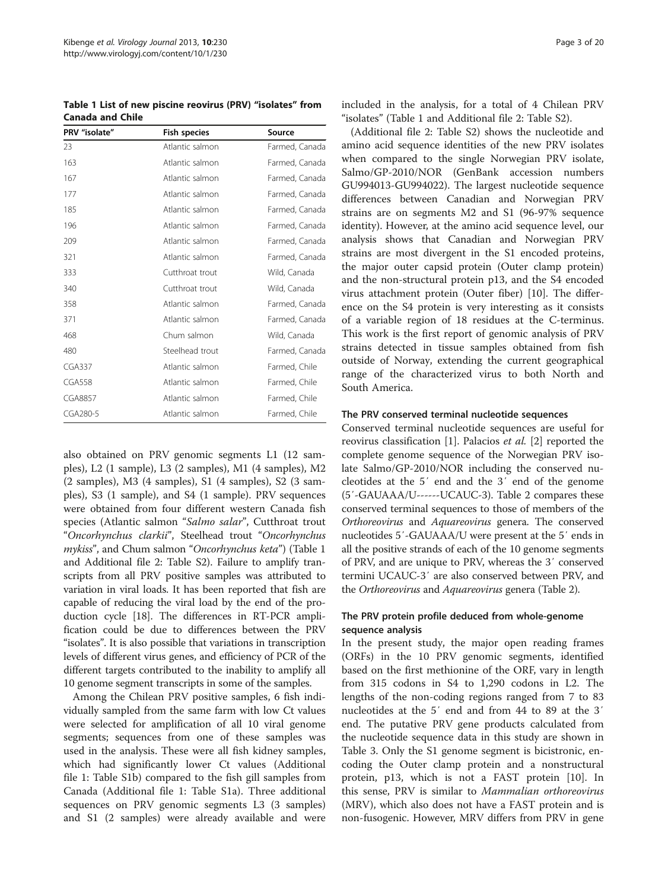**Table 1 List of new piscine reovirus (PRV) "isolates" from Canada and Chile**

| PRV "isolate" | Fish species | Source |
| --- | --- | --- |
| 23 | Atlantic salmon | Farmed, Canada |
| 163 | Atlantic salmon | Farmed, Canada |
| 167 | Atlantic salmon | Farmed, Canada |
| 177 | Atlantic salmon | Farmed, Canada |
| 185 | Atlantic salmon | Farmed, Canada |
| 196 | Atlantic salmon | Farmed, Canada |
| 209 | Atlantic salmon | Farmed, Canada |
| 321 | Atlantic salmon | Farmed, Canada |
| 333 | Cutthroat trout | Wild, Canada |
| 340 | Cutthroat trout | Wild, Canada |
| 358 | Atlantic salmon | Farmed, Canada |
| 371 | Atlantic salmon | Farmed, Canada |
| 468 | Chum salmon | Wild, Canada |
| 480 | Steelhead trout | Farmed, Canada |
| CGA337 | Atlantic salmon | Farmed, Chile |
| CGA558 | Atlantic salmon | Farmed, Chile |
| CGA8857 | Atlantic salmon | Farmed, Chile |
| CGA280-5 | Atlantic salmon | Farmed, Chile |

also obtained on PRV genomic segments L1 (12 samples), L2 (1 sample), L3 (2 samples), M1 (4 samples), M2 (2 samples), M3 (4 samples), S1 (4 samples), S2 (3 samples), S3 (1 sample), and S4 (1 sample). PRV sequences were obtained from four different western Canada fish species (Atlantic salmon "*Salmo salar*", Cutthroat trout "*Oncorhynchus clarkii*", Steelhead trout "*Oncorhynchus mykiss*", and Chum salmon "*Oncorhynchus keta*") (Table 1 and Additional file 2: Table S2). Failure to amplify transcripts from all PRV positive samples was attributed to variation in viral loads. It has been reported that fish are capable of reducing the viral load by the end of the production cycle [18]. The differences in RT-PCR amplification could be due to differences between the PRV "isolates". It is also possible that variations in transcription levels of different virus genes, and efficiency of PCR of the different targets contributed to the inability to amplify all 10 genome segment transcripts in some of the samples.

Among the Chilean PRV positive samples, 6 fish individually sampled from the same farm with low Ct values were selected for amplification of all 10 viral genome segments; sequences from one of these samples was used in the analysis. These were all fish kidney samples, which had significantly lower Ct values (Additional file 1: Table S1b) compared to the fish gill samples from Canada (Additional file 1: Table S1a). Three additional sequences on PRV genomic segments L3 (3 samples) and S1 (2 samples) were already available and were included in the analysis, for a total of 4 Chilean PRV "isolates" (Table 1 and Additional file 2: Table S2).

(Additional file 2: Table S2) shows the nucleotide and amino acid sequence identities of the new PRV isolates when compared to the single Norwegian PRV isolate, Salmo/GP-2010/NOR (GenBank accession numbers GU994013-GU994022). The largest nucleotide sequence differences between Canadian and Norwegian PRV strains are on segments M2 and S1 (96-97% sequence identity). However, at the amino acid sequence level, our analysis shows that Canadian and Norwegian PRV strains are most divergent in the S1 encoded proteins, the major outer capsid protein (Outer clamp protein) and the non-structural protein p13, and the S4 encoded virus attachment protein (Outer fiber) [10]. The difference on the S4 protein is very interesting as it consists of a variable region of 18 residues at the C-terminus. This work is the first report of genomic analysis of PRV strains detected in tissue samples obtained from fish outside of Norway, extending the current geographical range of the characterized virus to both North and South America.

### The PRV conserved terminal nucleotide sequences

Conserved terminal nucleotide sequences are useful for reovirus classification [1]. Palacios *et al.* [2] reported the complete genome sequence of the Norwegian PRV isolate Salmo/GP-2010/NOR including the conserved nucleotides at the 5′ end and the 3′ end of the genome (5′-GAUAAA/U------UCAUC-3). Table 2 compares these conserved terminal sequences to those of members of the *Orthoreovirus* and *Aquareovirus* genera. The conserved nucleotides 5′-GAUAAA/U were present at the 5′ ends in all the positive strands of each of the 10 genome segments of PRV, and are unique to PRV, whereas the 3′ conserved termini UCAUC-3′ are also conserved between PRV, and the *Orthoreovirus* and *Aquareovirus* genera (Table 2).

### The PRV protein profile deduced from whole-genome sequence analysis

In the present study, the major open reading frames (ORFs) in the 10 PRV genomic segments, identified based on the first methionine of the ORF, vary in length from 315 codons in S4 to 1,290 codons in L2. The lengths of the non-coding regions ranged from 7 to 83 nucleotides at the 5′ end and from 44 to 89 at the 3′ end. The putative PRV gene products calculated from the nucleotide sequence data in this study are shown in Table 3. Only the S1 genome segment is bicistronic, encoding the Outer clamp protein and a nonstructural protein, p13, which is not a FAST protein [10]. In this sense, PRV is similar to *Mammalian orthoreovirus* (MRV), which also does not have a FAST protein and is non-fusogenic. However, MRV differs from PRV in gene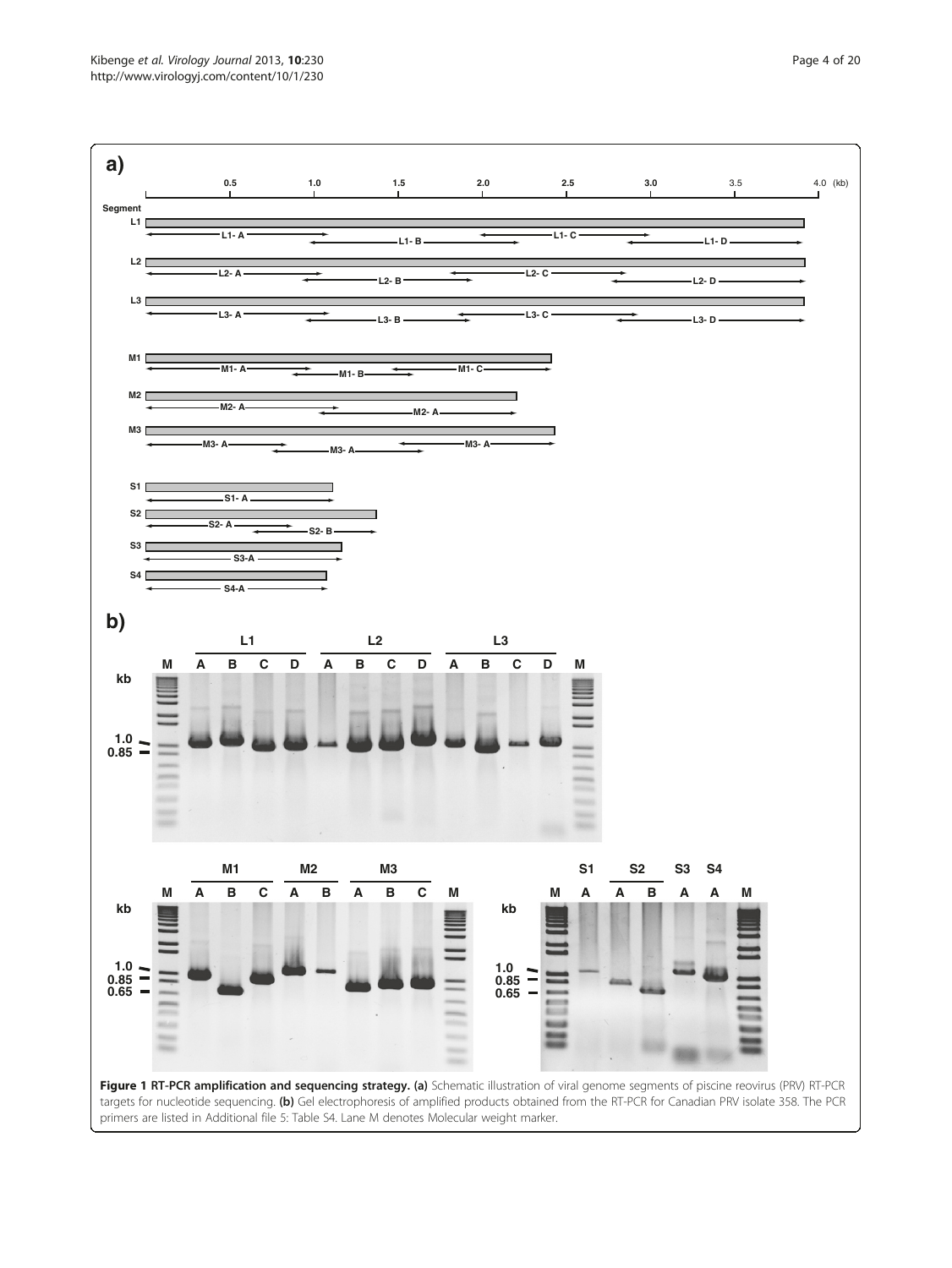**Figure 1 RT-PCR amplification and sequencing strategy.** **(a)** Schematic illustration of viral genome segments of piscine reovirus (PRV) RT-PCR targets for nucleotide sequencing. **(b)** Gel electrophoresis of amplified products obtained from the RT-PCR for Canadian PRV isolate 358. The PCR primers are listed in Additional file 5: Table S4. Lane M denotes Molecular weight marker.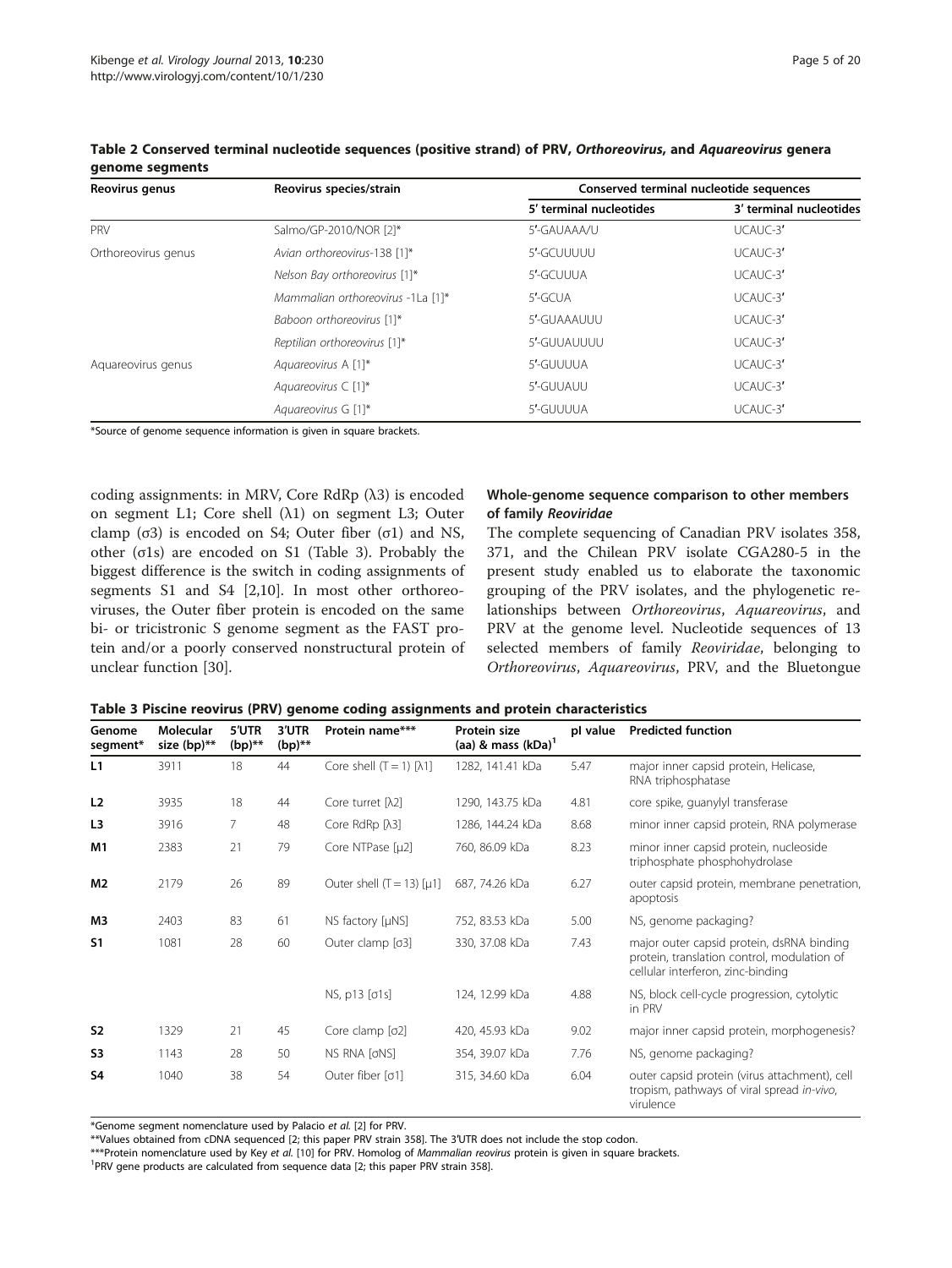**Table 2 Conserved terminal nucleotide sequences (positive strand) of PRV, *Orthoreovirus*, and *Aquareovirus* genera genome segments**

| Reovirus genus | Reovirus species/strain | Conserved terminal nucleotide sequences | |
|---|---|---|---|
| | | 5' terminal nucleotides | 3' terminal nucleotides |
| PRV | Salmo/GP-2010/NOR [2]* | 5'-GAUAAA/U | UCAUC-3' |
| Orthoreovirus genus | *Avian orthoreovirus*-138 [1]* | 5'-GCUUUUU | UCAUC-3' |
| | *Nelson Bay orthoreovirus* [1]* | 5'-GCUUUA | UCAUC-3' |
| | *Mammalian orthoreovirus* -1La [1]* | 5'-GCUA | UCAUC-3' |
| | *Baboon orthoreovirus* [1]* | 5'-GUAAAUUU | UCAUC-3' |
| | *Reptilian orthoreovirus* [1]* | 5'-GUUAUUUU | UCAUC-3' |
| Aquareovirus genus | *Aquareovirus A* [1]* | 5'-GUUUUA | UCAUC-3' |
| | *Aquareovirus C* [1]* | 5'-GUUAUU | UCAUC-3' |
| | *Aquareovirus G* [1]* | 5'-GUUUUA | UCAUC-3' |

*Source of genome sequence information is given in square brackets.

coding assignments: in MRV, Core RdRp (λ3) is encoded on segment L1; Core shell (λ1) on segment L3; Outer clamp (σ3) is encoded on S4; Outer fiber (σ1) and NS, other (σ1s) are encoded on S1 (Table 3). Probably the biggest difference is the switch in coding assignments of segments S1 and S4 [2,10]. In most other orthoreoviruses, the Outer fiber protein is encoded on the same bi- or tricistronic S genome segment as the FAST protein and/or a poorly conserved nonstructural protein of unclear function [30].

### Whole-genome sequence comparison to other members of family *Reoviridae*

The complete sequencing of Canadian PRV isolates 358, 371, and the Chilean PRV isolate CGA280-5 in the present study enabled us to elaborate the taxonomic grouping of the PRV isolates, and the phylogenetic relationships between *Orthoreovirus*, *Aquareovirus*, and PRV at the genome level. Nucleotide sequences of 13 selected members of family *Reoviridae*, belonging to *Orthoreovirus*, *Aquareovirus*, PRV, and the Bluetongue

**Table 3 Piscine reovirus (PRV) genome coding assignments and protein characteristics**

| Genome segment* | Molecular size (bp)** | 5'UTR (bp)** | 3'UTR (bp)** | Protein name*** | Protein size (aa) & mass (kDa)[1] | pI value | Predicted function |
|---|---|---|---|---|---|---|---|
| **L1** | 3911 | 18 | 44 | Core shell (T = 1) [λ1] | 1282, 141.41 kDa | 5.47 | major inner capsid protein, Helicase, RNA triphosphatase |
| **L2** | 3935 | 18 | 44 | Core turret [λ2] | 1290, 143.75 kDa | 4.81 | core spike, guanylyl transferase |
| **L3** | 3916 | 7 | 48 | Core RdRp [λ3] | 1286, 144.24 kDa | 8.68 | minor inner capsid protein, RNA polymerase |
| **M1** | 2383 | 21 | 79 | Core NTPase [μ2] | 760, 86.09 kDa | 8.23 | minor inner capsid protein, nucleoside triphosphate phosphohydrolase |
| **M2** | 2179 | 26 | 89 | Outer shell (T = 13) [μ1] | 687, 74.26 kDa | 6.27 | outer capsid protein, membrane penetration, apoptosis |
| **M3** | 2403 | 83 | 61 | NS factory [μNS] | 752, 83.53 kDa | 5.00 | NS, genome packaging? |
| **S1** | 1081 | 28 | 60 | Outer clamp [σ3] | 330, 37.08 kDa | 7.43 | major outer capsid protein, dsRNA binding protein, translation control, modulation of cellular interferon, zinc-binding |
| | | | | NS, p13 [σ1s] | 124, 12.99 kDa | 4.88 | NS, block cell-cycle progression, cytolytic in PRV |
| **S2** | 1329 | 21 | 45 | Core clamp [σ2] | 420, 45.93 kDa | 9.02 | major inner capsid protein, morphogenesis? |
| **S3** | 1143 | 28 | 50 | NS RNA [σNS] | 354, 39.07 kDa | 7.76 | NS, genome packaging? |
| **S4** | 1040 | 38 | 54 | Outer fiber [σ1] | 315, 34.60 kDa | 6.04 | outer capsid protein (virus attachment), cell tropism, pathways of viral spread *in-vivo*, virulence |

*Genome segment nomenclature used by Palacio *et al.* [2] for PRV.
**Values obtained from cDNA sequenced [2; this paper PRV strain 358]. The 3'UTR does not include the stop codon.
***Protein nomenclature used by Key *et al.* [10] for PRV. Homolog of *Mammalian reovirus* protein is given in square brackets.
[1]PRV gene products are calculated from sequence data [2; this paper PRV strain 358].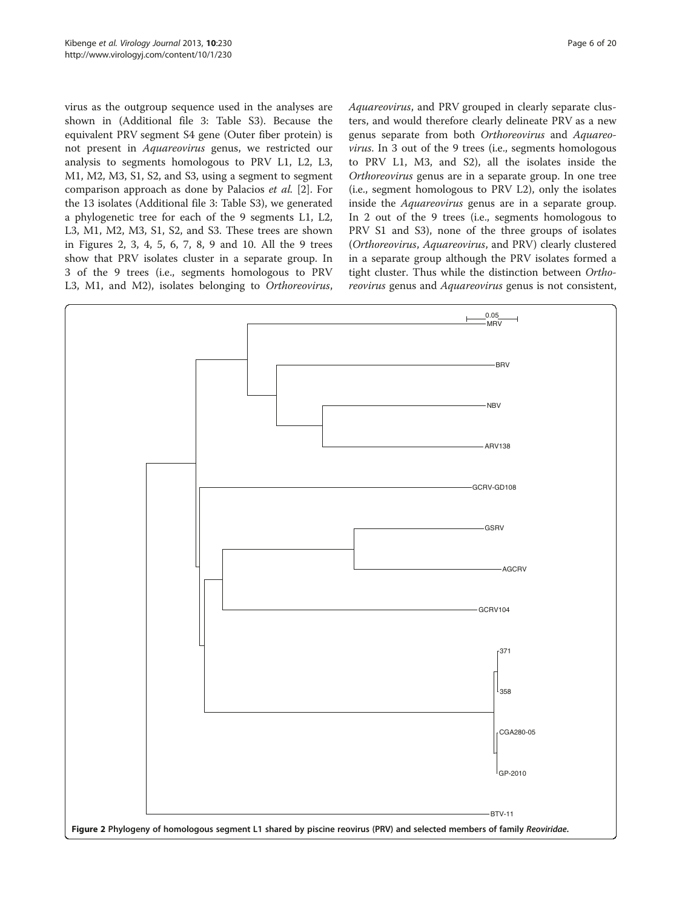virus as the outgroup sequence used in the analyses are shown in (Additional file 3: Table S3). Because the equivalent PRV segment S4 gene (Outer fiber protein) is not present in *Aquareovirus* genus, we restricted our analysis to segments homologous to PRV L1, L2, L3, M1, M2, M3, S1, S2, and S3, using a segment to segment comparison approach as done by Palacios *et al*. [2]. For the 13 isolates (Additional file 3: Table S3), we generated a phylogenetic tree for each of the 9 segments L1, L2, L3, M1, M2, M3, S1, S2, and S3. These trees are shown in Figures 2, 3, 4, 5, 6, 7, 8, 9 and 10. All the 9 trees show that PRV isolates cluster in a separate group. In 3 of the 9 trees (i.e., segments homologous to PRV L3, M1, and M2), isolates belonging to *Orthoreovirus*, *Aquareovirus*, and PRV grouped in clearly separate clusters, and would therefore clearly delineate PRV as a new genus separate from both *Orthoreovirus* and *Aquareovirus*. In 3 out of the 9 trees (i.e., segments homologous to PRV L1, M3, and S2), all the isolates inside the *Orthoreovirus* genus are in a separate group. In one tree (i.e., segment homologous to PRV L2), only the isolates inside the *Aquareovirus* genus are in a separate group. In 2 out of the 9 trees (i.e., segments homologous to PRV S1 and S3), none of the three groups of isolates (*Orthoreovirus*, *Aquareovirus*, and PRV) clearly clustered in a separate group although the PRV isolates formed a tight cluster. Thus while the distinction between *Orthoreovirus* genus and *Aquareovirus* genus is not consistent,

**Figure 2 Phylogeny of homologous segment L1 shared by piscine reovirus (PRV) and selected members of family *Reoviridae*.**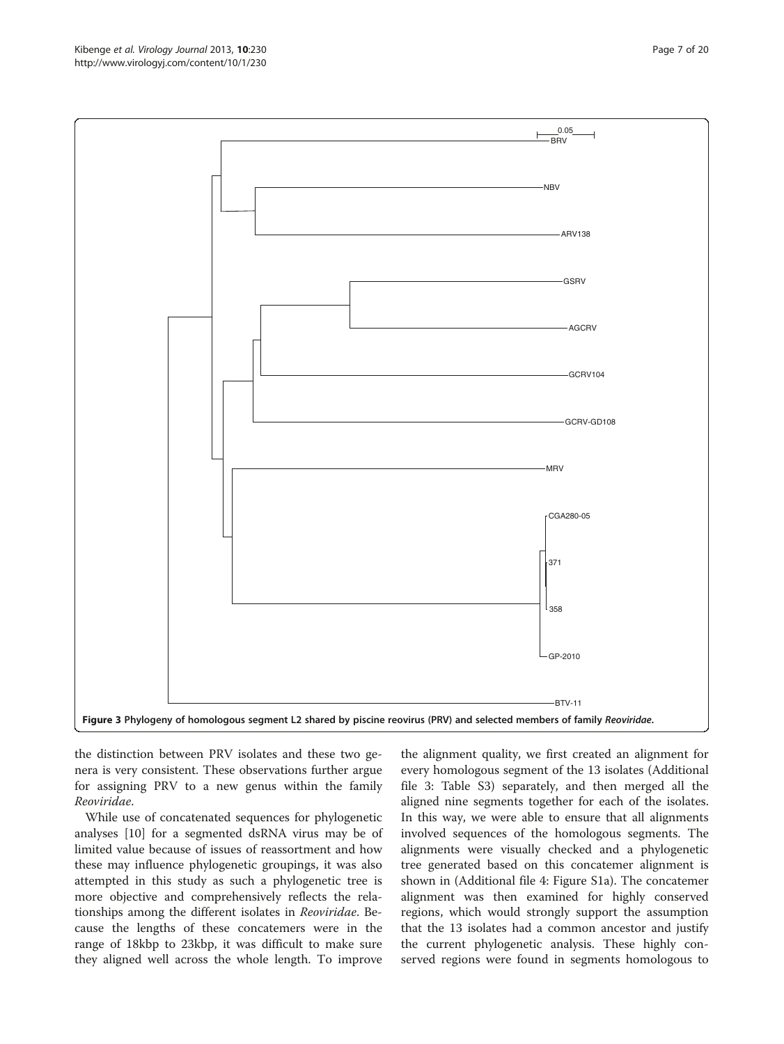**Figure 3 Phylogeny of homologous segment L2 shared by piscine reovirus (PRV) and selected members of family *Reoviridae*.**

the distinction between PRV isolates and these two genera is very consistent. These observations further argue for assigning PRV to a new genus within the family *Reoviridae*.

While use of concatenated sequences for phylogenetic analyses [10] for a segmented dsRNA virus may be of limited value because of issues of reassortment and how these may influence phylogenetic groupings, it was also attempted in this study as such a phylogenetic tree is more objective and comprehensively reflects the relationships among the different isolates in *Reoviridae*. Because the lengths of these concatemers were in the range of 18kbp to 23kbp, it was difficult to make sure they aligned well across the whole length. To improve the alignment quality, we first created an alignment for every homologous segment of the 13 isolates (Additional file 3: Table S3) separately, and then merged all the aligned nine segments together for each of the isolates. In this way, we were able to ensure that all alignments involved sequences of the homologous segments. The alignments were visually checked and a phylogenetic tree generated based on this concatemer alignment is shown in (Additional file 4: Figure S1a). The concatemer alignment was then examined for highly conserved regions, which would strongly support the assumption that the 13 isolates had a common ancestor and justify the current phylogenetic analysis. These highly conserved regions were found in segments homologous to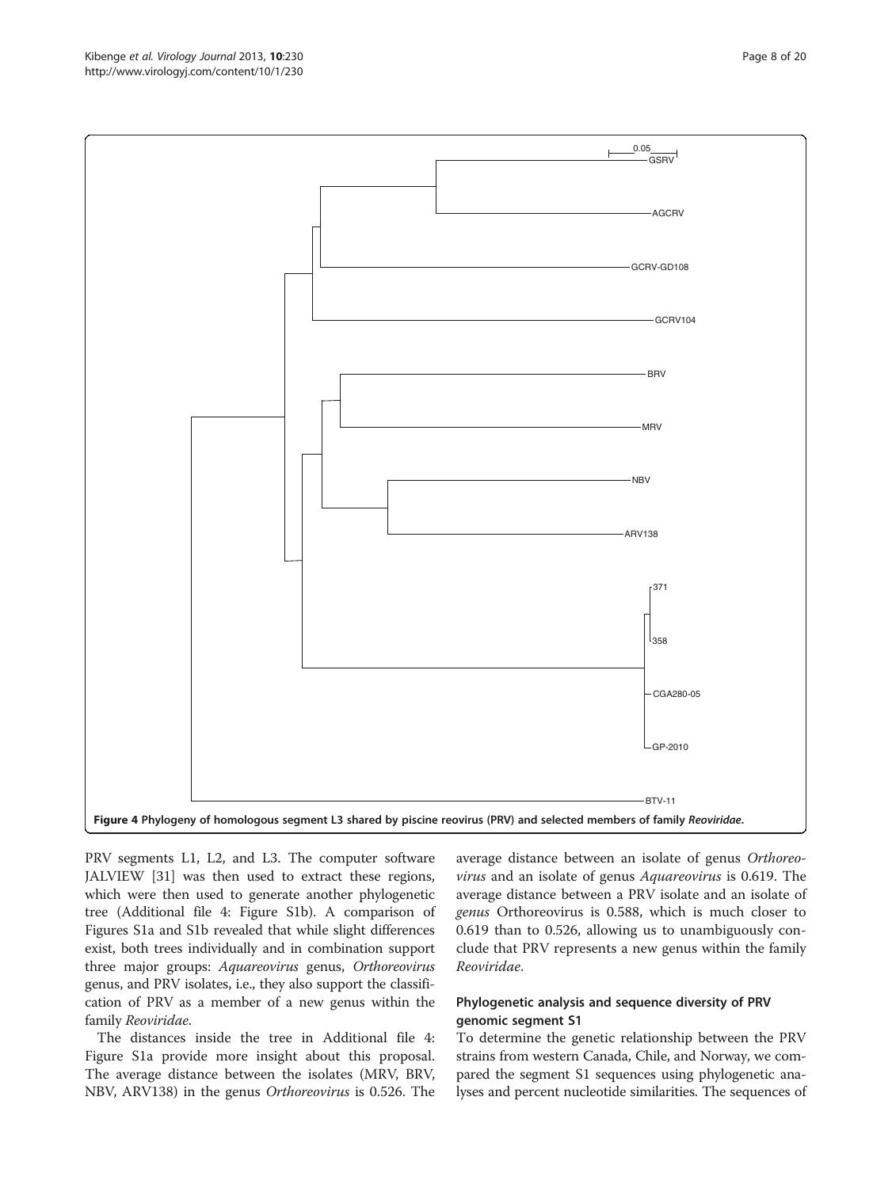**Figure 4 Phylogeny of homologous segment L3 shared by piscine reovirus (PRV) and selected members of family *Reoviridae*.**

PRV segments L1, L2, and L3. The computer software JALVIEW [31] was then used to extract these regions, which were then used to generate another phylogenetic tree (Additional file 4: Figure S1b). A comparison of Figures S1a and S1b revealed that while slight differences exist, both trees individually and in combination support three major groups: *Aquareovirus* genus, *Orthoreovirus* genus, and PRV isolates, i.e., they also support the classification of PRV as a member of a new genus within the family *Reoviridae*.

The distances inside the tree in Additional file 4: Figure S1a provide more insight about this proposal. The average distance between the isolates (MRV, BRV, NBV, ARV138) in the genus *Orthoreovirus* is 0.526. The average distance between an isolate of genus *Orthoreovirus* and an isolate of genus *Aquareovirus* is 0.619. The average distance between a PRV isolate and an isolate of *genus* Orthoreovirus is 0.588, which is much closer to 0.619 than to 0.526, allowing us to unambiguously conclude that PRV represents a new genus within the family *Reoviridae*.

### Phylogenetic analysis and sequence diversity of PRV genomic segment S1

To determine the genetic relationship between the PRV strains from western Canada, Chile, and Norway, we compared the segment S1 sequences using phylogenetic analyses and percent nucleotide similarities. The sequences of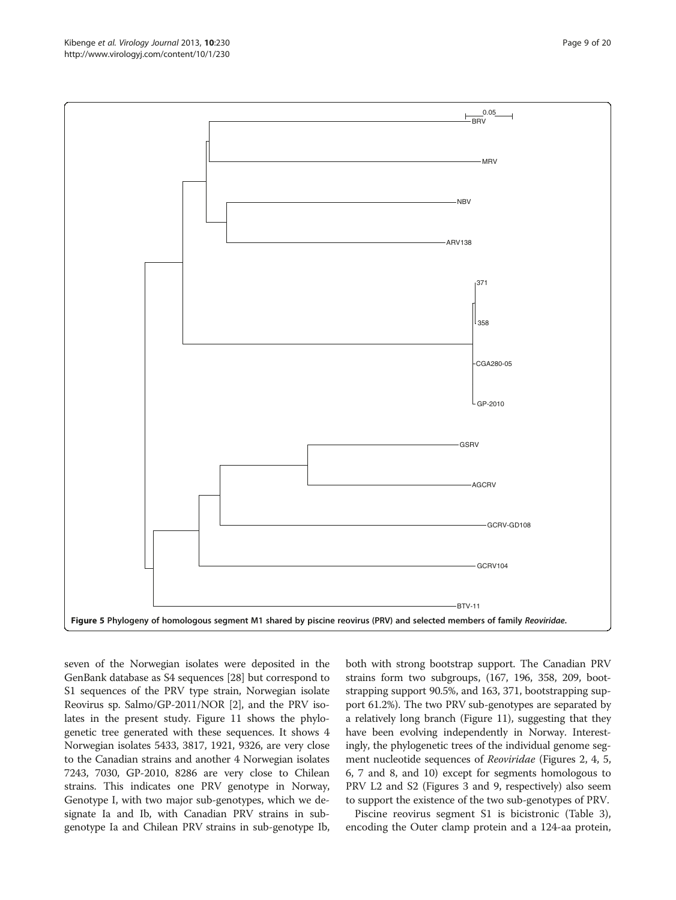Figure 5 Phylogeny of homologous segment M1 shared by piscine reovirus (PRV) and selected members of family *Reoviridae*.

seven of the Norwegian isolates were deposited in the GenBank database as S4 sequences [28] but correspond to S1 sequences of the PRV type strain, Norwegian isolate Reovirus sp. Salmo/GP-2011/NOR [2], and the PRV isolates in the present study. Figure 11 shows the phylogenetic tree generated with these sequences. It shows 4 Norwegian isolates 5433, 3817, 1921, 9326, are very close to the Canadian strains and another 4 Norwegian isolates 7243, 7030, GP-2010, 8286 are very close to Chilean strains. This indicates one PRV genotype in Norway, Genotype I, with two major sub-genotypes, which we designate Ia and Ib, with Canadian PRV strains in sub-genotype Ia and Chilean PRV strains in sub-genotype Ib, both with strong bootstrap support. The Canadian PRV strains form two subgroups, (167, 196, 358, 209, bootstrapping support 90.5%, and 163, 371, bootstrapping support 61.2%). The two PRV sub-genotypes are separated by a relatively long branch (Figure 11), suggesting that they have been evolving independently in Norway. Interestingly, the phylogenetic trees of the individual genome segment nucleotide sequences of *Reoviridae* (Figures 2, 4, 5, 6, 7 and 8, and 10) except for segments homologous to PRV L2 and S2 (Figures 3 and 9, respectively) also seem to support the existence of the two sub-genotypes of PRV.

Piscine reovirus segment S1 is bicistronic (Table 3), encoding the Outer clamp protein and a 124-aa protein,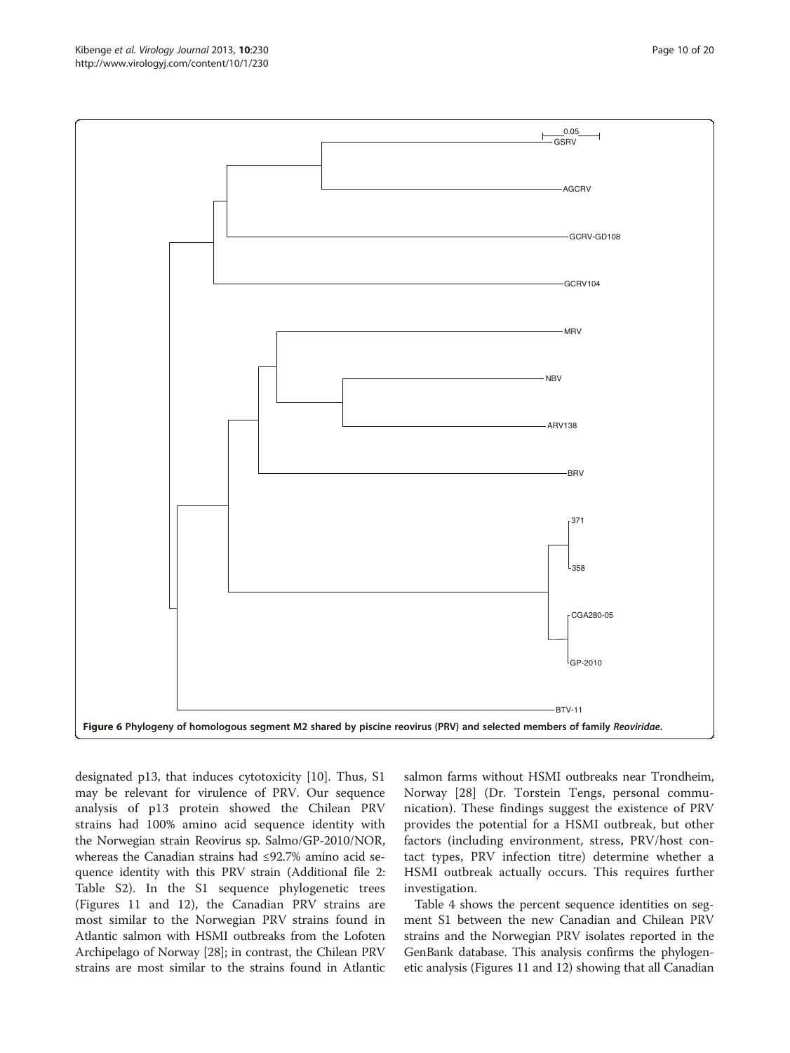**Figure 6 Phylogeny of homologous segment M2 shared by piscine reovirus (PRV) and selected members of family *Reoviridae*.**

designated p13, that induces cytotoxicity [10]. Thus, S1 may be relevant for virulence of PRV. Our sequence analysis of p13 protein showed the Chilean PRV strains had 100% amino acid sequence identity with the Norwegian strain Reovirus sp. Salmo/GP-2010/NOR, whereas the Canadian strains had ≤92.7% amino acid sequence identity with this PRV strain (Additional file 2: Table S2). In the S1 sequence phylogenetic trees (Figures 11 and 12), the Canadian PRV strains are most similar to the Norwegian PRV strains found in Atlantic salmon with HSMI outbreaks from the Lofoten Archipelago of Norway [28]; in contrast, the Chilean PRV strains are most similar to the strains found in Atlantic salmon farms without HSMI outbreaks near Trondheim, Norway [28] (Dr. Torstein Tengs, personal communication). These findings suggest the existence of PRV provides the potential for a HSMI outbreak, but other factors (including environment, stress, PRV/host contact types, PRV infection titre) determine whether a HSMI outbreak actually occurs. This requires further investigation.

Table 4 shows the percent sequence identities on segment S1 between the new Canadian and Chilean PRV strains and the Norwegian PRV isolates reported in the GenBank database. This analysis confirms the phylogenetic analysis (Figures 11 and 12) showing that all Canadian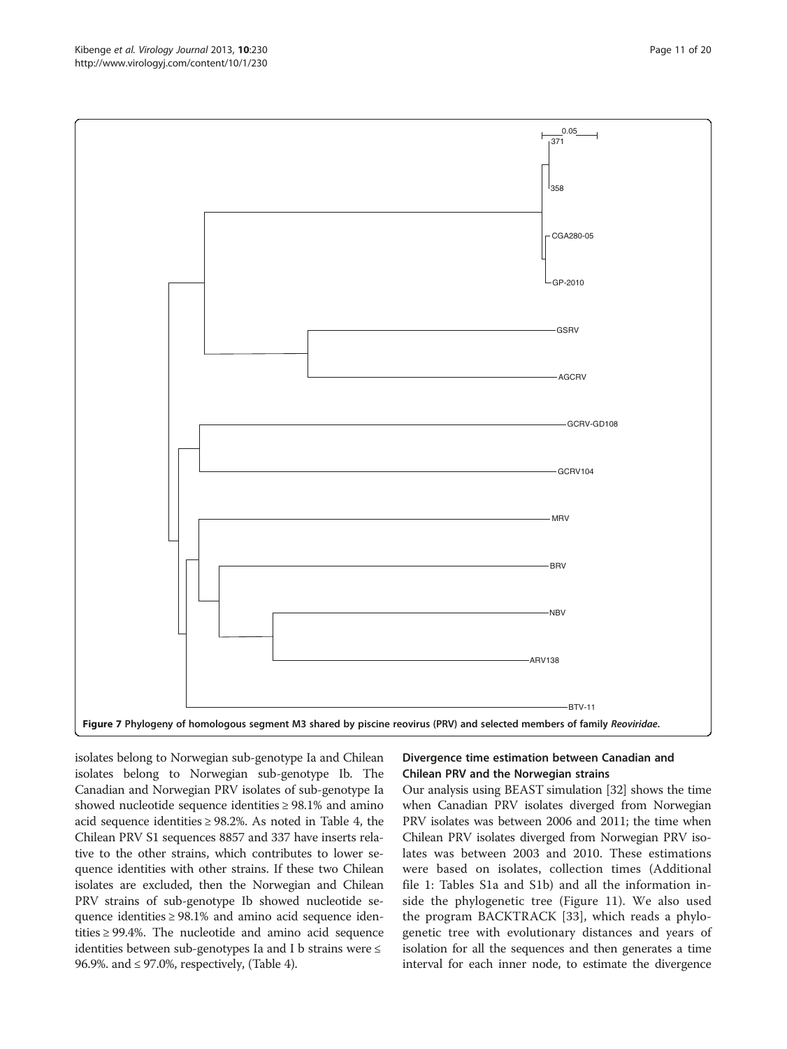Figure 7 Phylogeny of homologous segment M3 shared by piscine reovirus (PRV) and selected members of family *Reoviridae*.

isolates belong to Norwegian sub-genotype Ia and Chilean isolates belong to Norwegian sub-genotype Ib. The Canadian and Norwegian PRV isolates of sub-genotype Ia showed nucleotide sequence identities ≥ 98.1% and amino acid sequence identities ≥ 98.2%. As noted in Table 4, the Chilean PRV S1 sequences 8857 and 337 have inserts relative to the other strains, which contributes to lower sequence identities with other strains. If these two Chilean isolates are excluded, then the Norwegian and Chilean PRV strains of sub-genotype Ib showed nucleotide sequence identities ≥ 98.1% and amino acid sequence identities ≥ 99.4%. The nucleotide and amino acid sequence identities between sub-genotypes Ia and I b strains were ≤ 96.9%. and ≤ 97.0%, respectively, (Table 4).

## Divergence time estimation between Canadian and Chilean PRV and the Norwegian strains

Our analysis using BEAST simulation [32] shows the time when Canadian PRV isolates diverged from Norwegian PRV isolates was between 2006 and 2011; the time when Chilean PRV isolates diverged from Norwegian PRV isolates was between 2003 and 2010. These estimations were based on isolates, collection times (Additional file 1: Tables S1a and S1b) and all the information inside the phylogenetic tree (Figure 11). We also used the program BACKTRACK [33], which reads a phylogenetic tree with evolutionary distances and years of isolation for all the sequences and then generates a time interval for each inner node, to estimate the divergence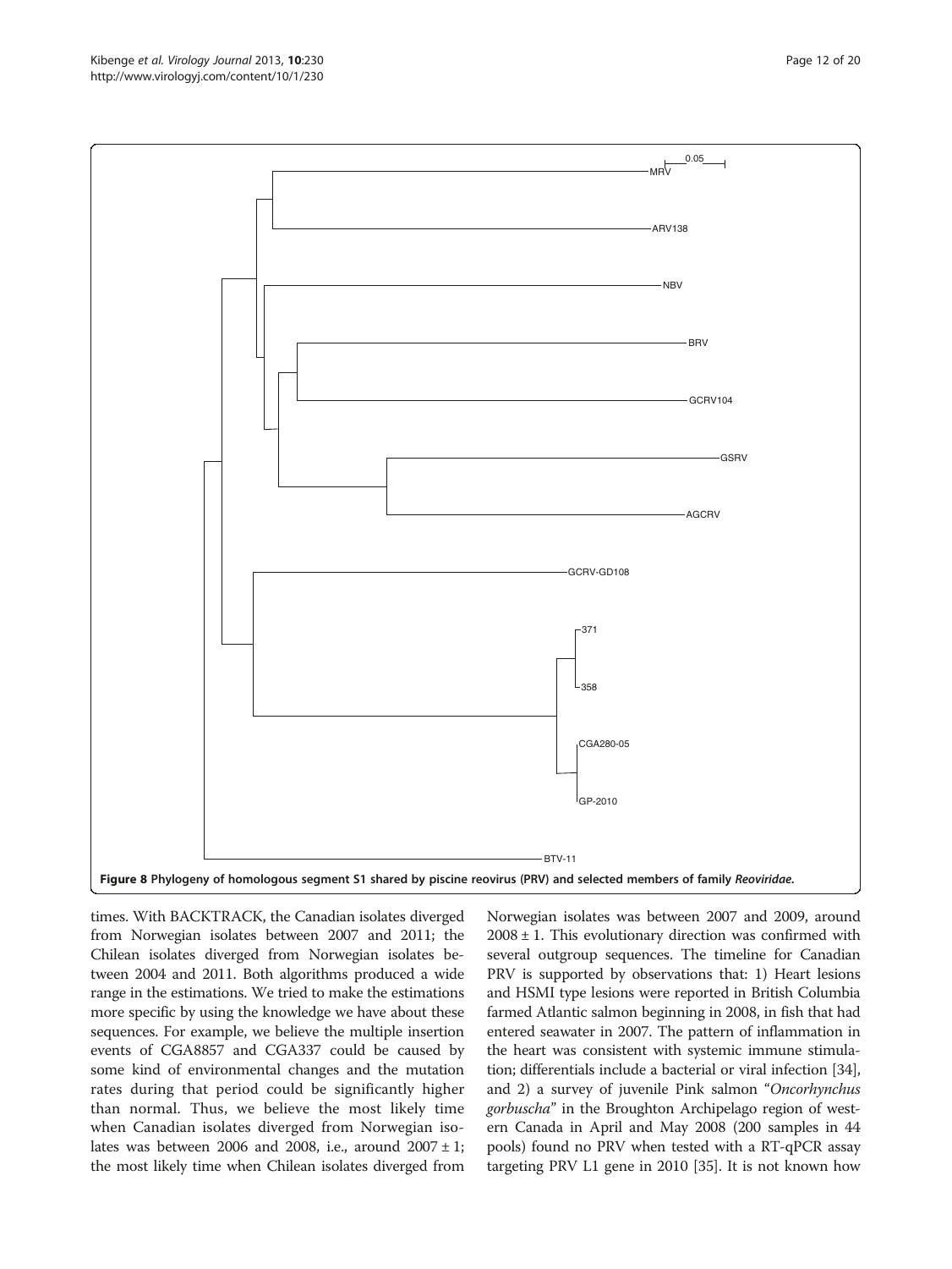Figure 8 Phylogeny of homologous segment S1 shared by piscine reovirus (PRV) and selected members of family *Reoviridae*.

times. With BACKTRACK, the Canadian isolates diverged from Norwegian isolates between 2007 and 2011; the Chilean isolates diverged from Norwegian isolates between 2004 and 2011. Both algorithms produced a wide range in the estimations. We tried to make the estimations more specific by using the knowledge we have about these sequences. For example, we believe the multiple insertion events of CGA8857 and CGA337 could be caused by some kind of environmental changes and the mutation rates during that period could be significantly higher than normal. Thus, we believe the most likely time when Canadian isolates diverged from Norwegian isolates was between 2006 and 2008, i.e., around 2007 ± 1; the most likely time when Chilean isolates diverged from Norwegian isolates was between 2007 and 2009, around 2008 ± 1. This evolutionary direction was confirmed with several outgroup sequences. The timeline for Canadian PRV is supported by observations that: 1) Heart lesions and HSMI type lesions were reported in British Columbia farmed Atlantic salmon beginning in 2008, in fish that had entered seawater in 2007. The pattern of inflammation in the heart was consistent with systemic immune stimulation; differentials include a bacterial or viral infection [34], and 2) a survey of juvenile Pink salmon "*Oncorhynchus gorbuscha*" in the Broughton Archipelago region of western Canada in April and May 2008 (200 samples in 44 pools) found no PRV when tested with a RT-qPCR assay targeting PRV L1 gene in 2010 [35]. It is not known how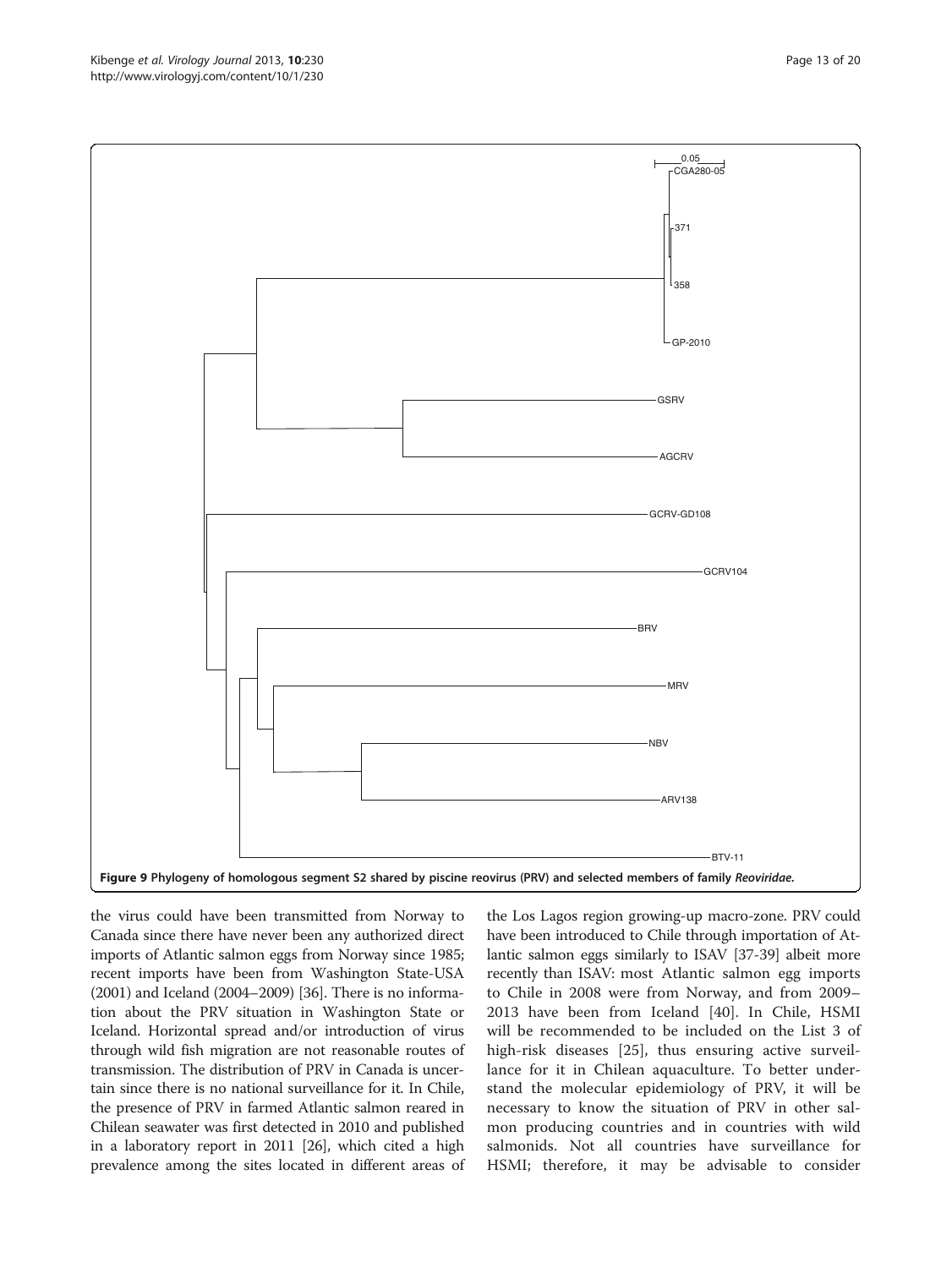**Figure 9 Phylogeny of homologous segment S2 shared by piscine reovirus (PRV) and selected members of family *Reoviridae*.**

the virus could have been transmitted from Norway to Canada since there have never been any authorized direct imports of Atlantic salmon eggs from Norway since 1985; recent imports have been from Washington State-USA (2001) and Iceland (2004–2009) [36]. There is no information about the PRV situation in Washington State or Iceland. Horizontal spread and/or introduction of virus through wild fish migration are not reasonable routes of transmission. The distribution of PRV in Canada is uncertain since there is no national surveillance for it. In Chile, the presence of PRV in farmed Atlantic salmon reared in Chilean seawater was first detected in 2010 and published in a laboratory report in 2011 [26], which cited a high prevalence among the sites located in different areas of the Los Lagos region growing-up macro-zone. PRV could have been introduced to Chile through importation of Atlantic salmon eggs similarly to ISAV [37-39] albeit more recently than ISAV: most Atlantic salmon egg imports to Chile in 2008 were from Norway, and from 2009–2013 have been from Iceland [40]. In Chile, HSMI will be recommended to be included on the List 3 of high-risk diseases [25], thus ensuring active surveillance for it in Chilean aquaculture. To better understand the molecular epidemiology of PRV, it will be necessary to know the situation of PRV in other salmon producing countries and in countries with wild salmonids. Not all countries have surveillance for HSMI; therefore, it may be advisable to consider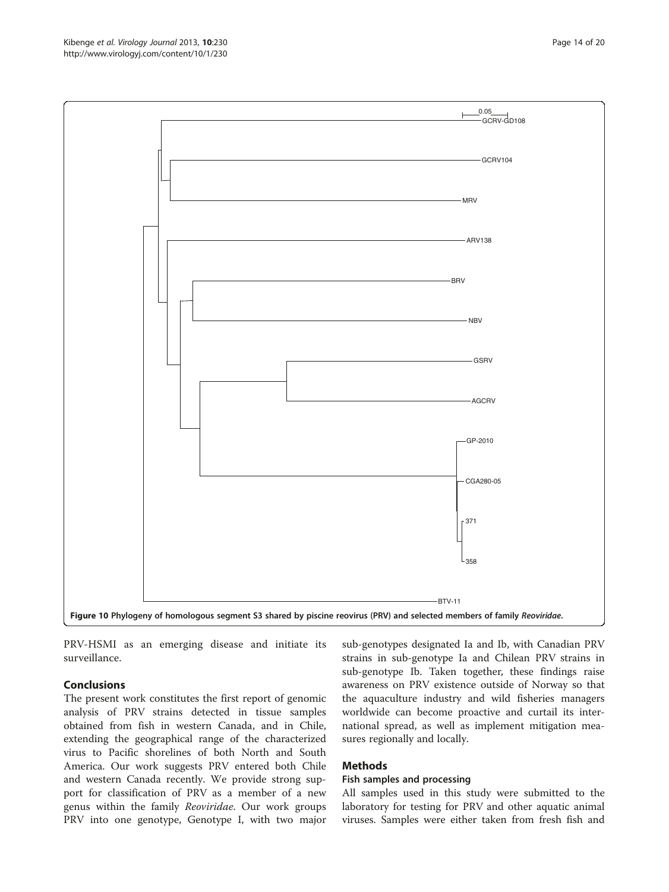Figure 10 Phylogeny of homologous segment S3 shared by piscine reovirus (PRV) and selected members of family *Reoviridae*.

PRV-HSMI as an emerging disease and initiate its surveillance.

## Conclusions

The present work constitutes the first report of genomic analysis of PRV strains detected in tissue samples obtained from fish in western Canada, and in Chile, extending the geographical range of the characterized virus to Pacific shorelines of both North and South America. Our work suggests PRV entered both Chile and western Canada recently. We provide strong support for classification of PRV as a member of a new genus within the family *Reoviridae*. Our work groups PRV into one genotype, Genotype I, with two major sub-genotypes designated Ia and Ib, with Canadian PRV strains in sub-genotype Ia and Chilean PRV strains in sub-genotype Ib. Taken together, these findings raise awareness on PRV existence outside of Norway so that the aquaculture industry and wild fisheries managers worldwide can become proactive and curtail its international spread, as well as implement mitigation measures regionally and locally.

## Methods

### Fish samples and processing

All samples used in this study were submitted to the laboratory for testing for PRV and other aquatic animal viruses. Samples were either taken from fresh fish and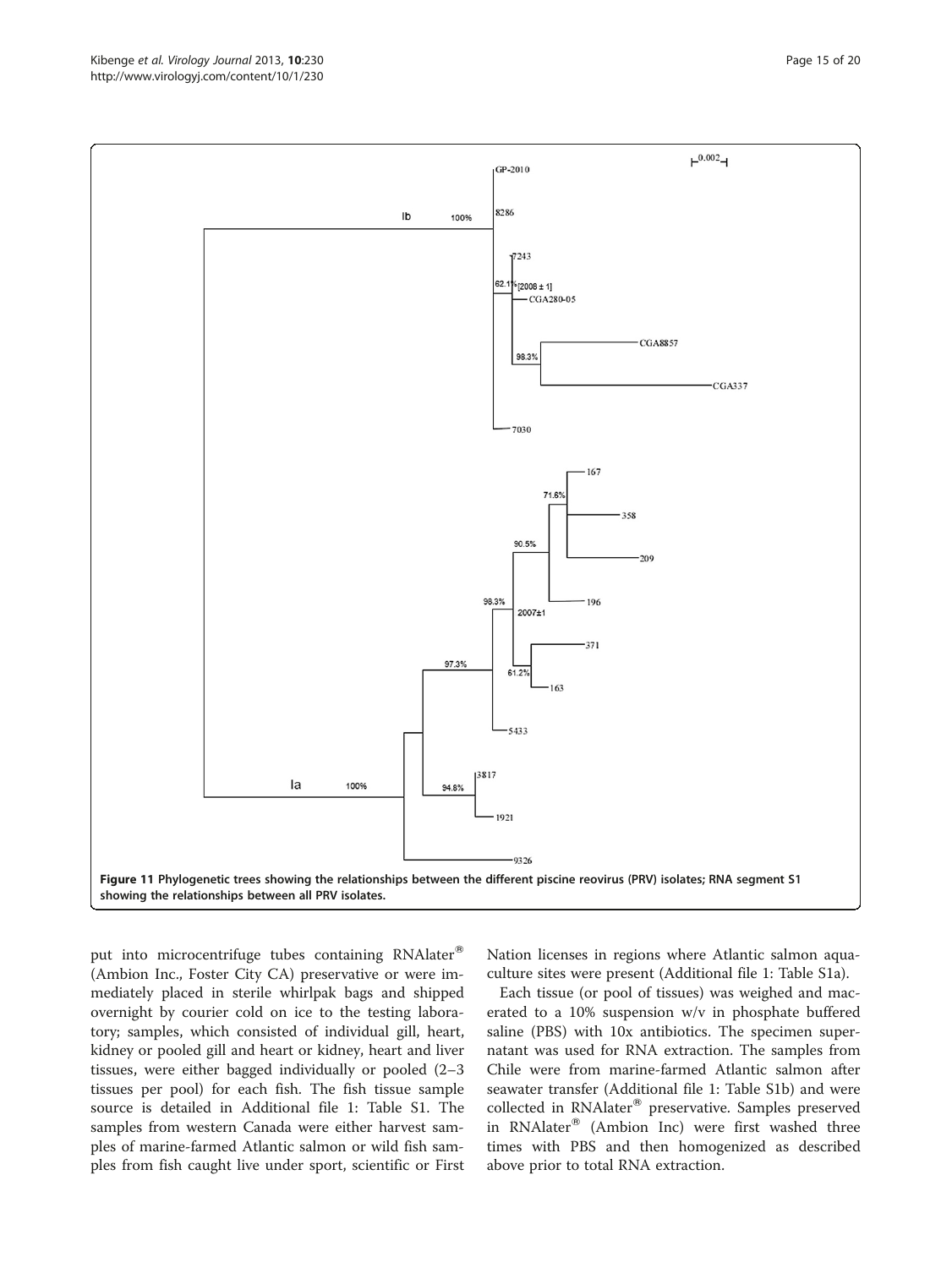**Figure 11 Phylogenetic trees showing the relationships between the different piscine reovirus (PRV) isolates; RNA segment S1 showing the relationships between all PRV isolates.**

put into microcentrifuge tubes containing RNAlater® (Ambion Inc., Foster City CA) preservative or were immediately placed in sterile whirlpak bags and shipped overnight by courier cold on ice to the testing laboratory; samples, which consisted of individual gill, heart, kidney or pooled gill and heart or kidney, heart and liver tissues, were either bagged individually or pooled (2–3 tissues per pool) for each fish. The fish tissue sample source is detailed in Additional file 1: Table S1. The samples from western Canada were either harvest samples of marine-farmed Atlantic salmon or wild fish samples from fish caught live under sport, scientific or First Nation licenses in regions where Atlantic salmon aquaculture sites were present (Additional file 1: Table S1a).

Each tissue (or pool of tissues) was weighed and macerated to a 10% suspension w/v in phosphate buffered saline (PBS) with 10x antibiotics. The specimen supernatant was used for RNA extraction. The samples from Chile were from marine-farmed Atlantic salmon after seawater transfer (Additional file 1: Table S1b) and were collected in RNAlater® preservative. Samples preserved in RNAlater® (Ambion Inc) were first washed three times with PBS and then homogenized as described above prior to total RNA extraction.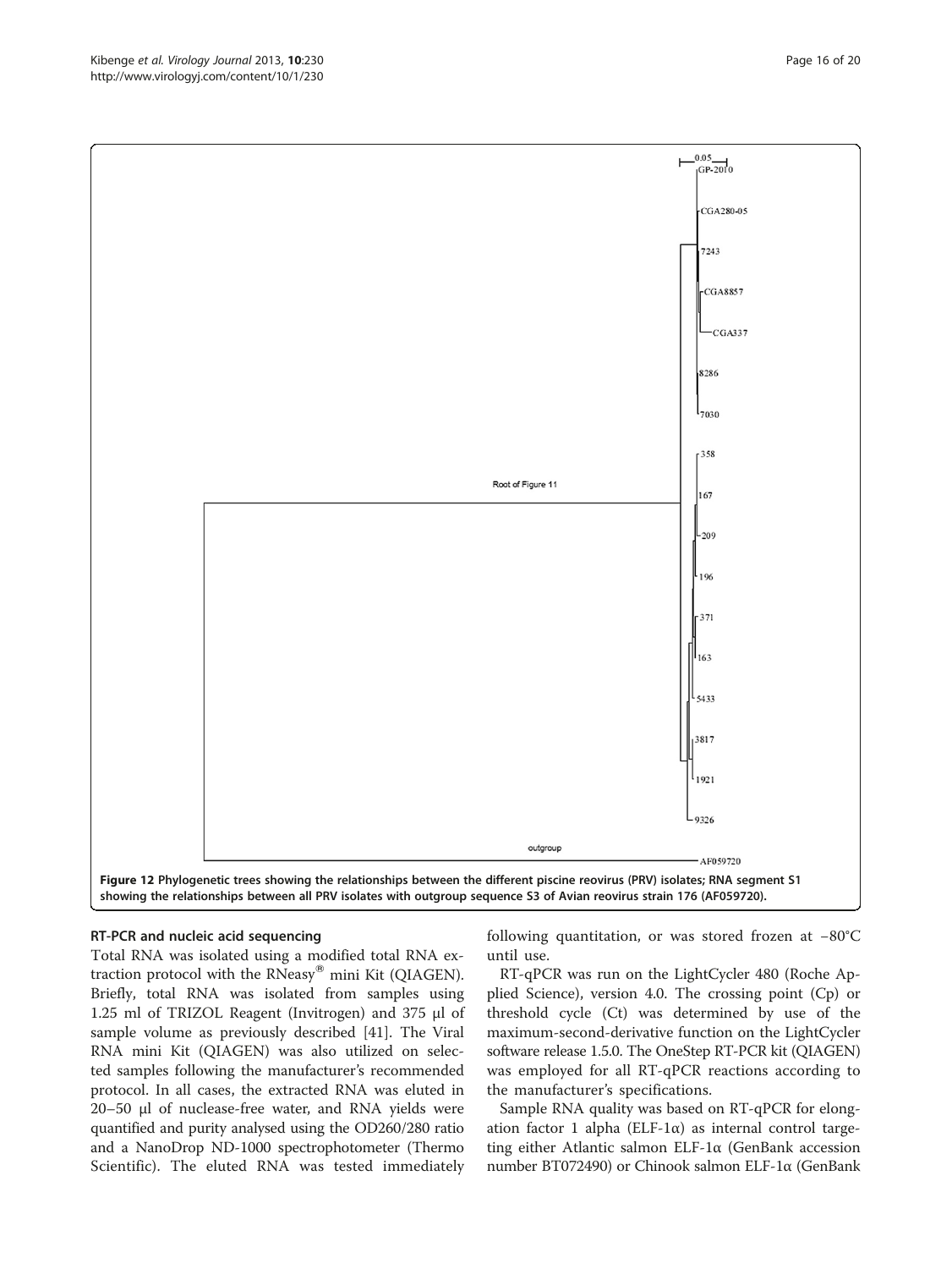**Figure 12 Phylogenetic trees showing the relationships between the different piscine reovirus (PRV) isolates; RNA segment S1 showing the relationships between all PRV isolates with outgroup sequence S3 of Avian reovirus strain 176 (AF059720).**

### RT-PCR and nucleic acid sequencing

Total RNA was isolated using a modified total RNA extraction protocol with the RNeasy® mini Kit (QIAGEN). Briefly, total RNA was isolated from samples using 1.25 ml of TRIZOL Reagent (Invitrogen) and 375 μl of sample volume as previously described [41]. The Viral RNA mini Kit (QIAGEN) was also utilized on selected samples following the manufacturer's recommended protocol. In all cases, the extracted RNA was eluted in 20–50 μl of nuclease-free water, and RNA yields were quantified and purity analysed using the OD260/280 ratio and a NanoDrop ND-1000 spectrophotometer (Thermo Scientific). The eluted RNA was tested immediately following quantitation, or was stored frozen at −80°C until use.

RT-qPCR was run on the LightCycler 480 (Roche Applied Science), version 4.0. The crossing point (Cp) or threshold cycle (Ct) was determined by use of the maximum-second-derivative function on the LightCycler software release 1.5.0. The OneStep RT-PCR kit (QIAGEN) was employed for all RT-qPCR reactions according to the manufacturer's specifications.

Sample RNA quality was based on RT-qPCR for elongation factor 1 alpha (ELF-1α) as internal control targeting either Atlantic salmon ELF-1α (GenBank accession number BT072490) or Chinook salmon ELF-1α (GenBank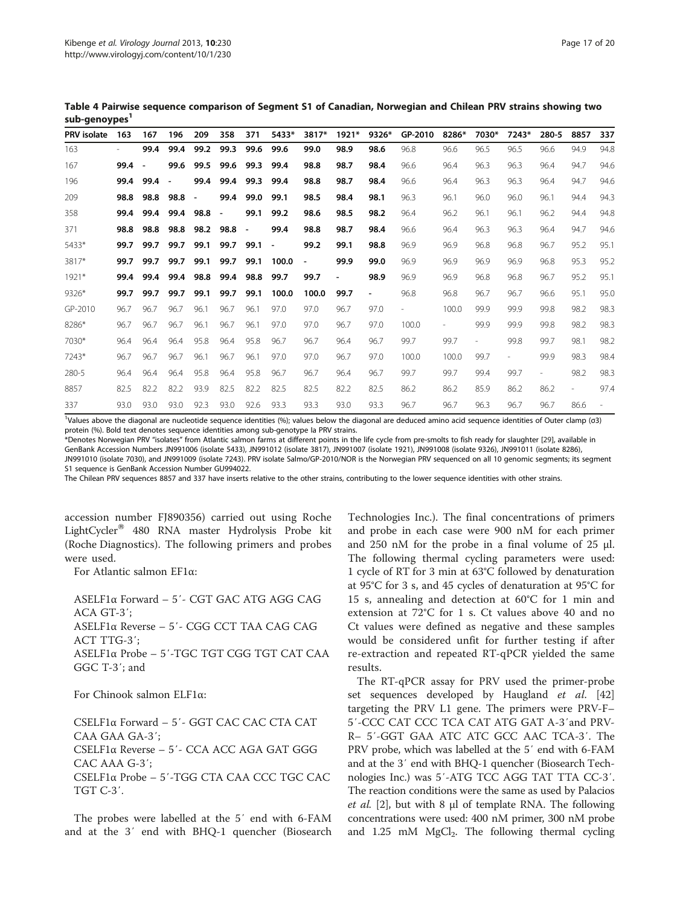**Table 4 Pairwise sequence comparison of Segment S1 of Canadian, Norwegian and Chilean PRV strains showing two sub-genotypes[1]**

| PRV isolate | 163 | 167 | 196 | 209 | 358 | 371 | 5433* | 3817* | 1921* | 9326* | GP-2010 | 8286* | 7030* | 7243* | 280-5 | 8857 | 337 |
|---|---|---|---|---|---|---|---|---|---|---|---|---|---|---|---|---|---|
| 163 | - | **99.4** | **99.4** | **99.2** | **99.3** | **99.6** | **99.6** | **99.0** | **98.9** | **98.6** | 96.8 | 96.6 | 96.5 | 96.5 | 96.6 | 94.9 | 94.8 |
| 167 | **99.4** | - | **99.6** | **99.5** | **99.6** | **99.3** | **99.4** | **98.8** | **98.7** | **98.4** | 96.6 | 96.4 | 96.3 | 96.3 | 96.4 | 94.7 | 94.6 |
| 196 | **99.4** | **99.4** | - | **99.4** | **99.4** | **99.3** | **99.4** | **98.8** | **98.7** | **98.4** | 96.6 | 96.4 | 96.3 | 96.3 | 96.4 | 94.7 | 94.6 |
| 209 | **98.8** | **98.8** | **98.8** | - | **99.4** | **99.0** | **99.1** | **98.5** | **98.4** | **98.1** | 96.3 | 96.1 | 96.0 | 96.0 | 96.1 | 94.4 | 94.3 |
| 358 | **99.4** | **99.4** | **99.4** | **98.8** | - | **99.1** | **99.2** | **98.6** | **98.5** | **98.2** | 96.4 | 96.2 | 96.1 | 96.1 | 96.2 | 94.4 | 94.8 |
| 371 | **98.8** | **98.8** | **98.8** | **98.2** | **98.8** | - | **99.4** | **98.8** | **98.7** | **98.4** | 96.6 | 96.4 | 96.3 | 96.3 | 96.4 | 94.7 | 94.6 |
| 5433* | **99.7** | **99.7** | **99.7** | **99.1** | **99.7** | **99.1** | - | **99.2** | **99.1** | **98.8** | 96.9 | 96.9 | 96.8 | 96.8 | 96.7 | 95.2 | 95.1 |
| 3817* | **99.7** | **99.7** | **99.7** | **99.1** | **99.7** | **99.1** | **100.0** | - | **99.9** | **99.0** | 96.9 | 96.9 | 96.9 | 96.9 | 96.8 | 95.3 | 95.2 |
| 1921* | **99.4** | **99.4** | **99.4** | **98.8** | **99.4** | **98.8** | **99.7** | **99.7** | - | **98.9** | 96.9 | 96.9 | 96.8 | 96.8 | 96.7 | 95.2 | 95.1 |
| 9326* | **99.7** | **99.7** | **99.7** | **99.1** | **99.7** | **99.1** | **100.0** | **100.0** | **99.7** | - | 96.8 | 96.8 | 96.7 | 96.7 | 96.6 | 95.1 | 95.0 |
| GP-2010 | 96.7 | 96.7 | 96.7 | 96.1 | 96.7 | 96.1 | 97.0 | 97.0 | 96.7 | 97.0 | - | 100.0 | 99.9 | 99.9 | 99.8 | 98.2 | 98.3 |
| 8286* | 96.7 | 96.7 | 96.7 | 96.1 | 96.7 | 96.1 | 97.0 | 97.0 | 96.7 | 97.0 | 100.0 | - | 99.9 | 99.9 | 99.8 | 98.2 | 98.3 |
| 7030* | 96.4 | 96.4 | 96.4 | 95.8 | 96.4 | 95.8 | 96.7 | 96.7 | 96.4 | 96.7 | 99.7 | 99.7 | - | 99.8 | 99.7 | 98.1 | 98.2 |
| 7243* | 96.7 | 96.7 | 96.7 | 96.1 | 96.7 | 96.1 | 97.0 | 97.0 | 96.7 | 97.0 | 100.0 | 100.0 | 99.7 | - | 99.9 | 98.3 | 98.4 |
| 280-5 | 96.4 | 96.4 | 96.4 | 95.8 | 96.4 | 95.8 | 96.7 | 96.7 | 96.4 | 96.7 | 99.7 | 99.7 | 99.4 | 99.7 | - | 98.2 | 98.3 |
| 8857 | 82.5 | 82.2 | 82.2 | 93.9 | 82.5 | 82.2 | 82.5 | 82.5 | 82.2 | 82.5 | 86.2 | 86.2 | 85.9 | 86.2 | 86.2 | - | 97.4 |
| 337 | 93.0 | 93.0 | 93.0 | 92.3 | 93.0 | 92.6 | 93.3 | 93.3 | 93.0 | 93.3 | 96.7 | 96.7 | 96.3 | 96.7 | 96.7 | 86.6 | - |

[1]Values above the diagonal are nucleotide sequence identities (%); values below the diagonal are deduced amino acid sequence identities of Outer clamp (σ3) protein (%). Bold text denotes sequence identities among sub-genotype Ia PRV strains.

*Denotes Norwegian PRV "isolates" from Atlantic salmon farms at different points in the life cycle from pre-smolts to fish ready for slaughter [29], available in GenBank Accession Numbers JN991006 (isolate 5433), JN991012 (isolate 3817), JN991007 (isolate 1921), JN991008 (isolate 9326), JN991011 (isolate 8286), JN991010 (isolate 7030), and JN991009 (isolate 7243). PRV isolate Salmo/GP-2010/NOR is the Norwegian PRV sequenced on all 10 genomic segments; its segment S1 sequence is GenBank Accession Number GU994022.

The Chilean PRV sequences 8857 and 337 have inserts relative to the other strains, contributing to the lower sequence identities with other strains.

accession number FJ890356) carried out using Roche LightCycler® 480 RNA master Hydrolysis Probe kit (Roche Diagnostics). The following primers and probes were used.

For Atlantic salmon EF1α:

ASELF1α Forward – 5′- CGT GAC ATG AGG CAG ACA GT-3′;
ASELF1α Reverse – 5′- CGG CCT TAA CAG CAG ACT TTG-3′;
ASELF1α Probe – 5′-TGC TGT CGG TGT CAT CAA GGC T-3′; and

For Chinook salmon ELF1α:

CSELF1α Forward – 5′- GGT CAC CAC CTA CAT CAA GAA GA-3′;
CSELF1α Reverse – 5′- CCA ACC AGA GAT GGG CAC AAA G-3′;
CSELF1α Probe – 5′-TGG CTA CAA CCC TGC CAC TGT C-3′.

The probes were labelled at the 5′ end with 6-FAM and at the 3′ end with BHQ-1 quencher (Biosearch Technologies Inc.). The final concentrations of primers and probe in each case were 900 nM for each primer and 250 nM for the probe in a final volume of 25 μl. The following thermal cycling parameters were used: 1 cycle of RT for 3 min at 63°C followed by denaturation at 95°C for 3 s, and 45 cycles of denaturation at 95°C for 15 s, annealing and detection at 60°C for 1 min and extension at 72°C for 1 s. Ct values above 40 and no Ct values were defined as negative and these samples would be considered unfit for further testing if after re-extraction and repeated RT-qPCR yielded the same results.

The RT-qPCR assay for PRV used the primer-probe set sequences developed by Haugland *et al.* [42] targeting the PRV L1 gene. The primers were PRV-F– 5′-CCC CAT CCC TCA CAT ATG GAT A-3′and PRV-R– 5′-GGT GAA ATC ATC GCC AAC TCA-3′. The PRV probe, which was labelled at the 5′ end with 6-FAM and at the 3′ end with BHQ-1 quencher (Biosearch Technologies Inc.) was 5′-ATG TCC AGG TAT TTA CC-3′. The reaction conditions were the same as used by Palacios *et al.* [2], but with 8 μl of template RNA. The following concentrations were used: 400 nM primer, 300 nM probe and 1.25 mM $MgCl_2$. The following thermal cycling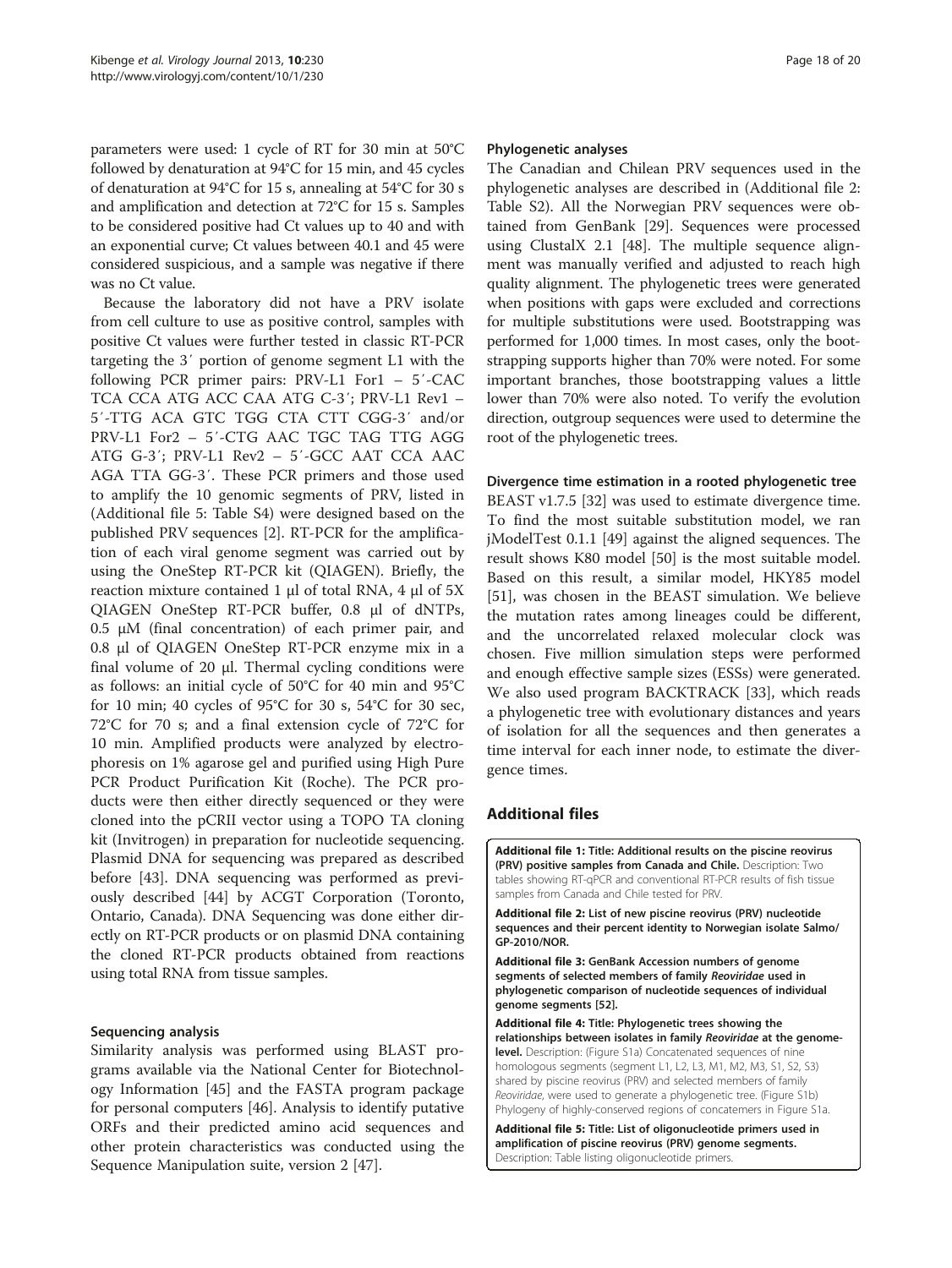parameters were used: 1 cycle of RT for 30 min at 50°C followed by denaturation at 94°C for 15 min, and 45 cycles of denaturation at 94°C for 15 s, annealing at 54°C for 30 s and amplification and detection at 72°C for 15 s. Samples to be considered positive had Ct values up to 40 and with an exponential curve; Ct values between 40.1 and 45 were considered suspicious, and a sample was negative if there was no Ct value.

Because the laboratory did not have a PRV isolate from cell culture to use as positive control, samples with positive Ct values were further tested in classic RT-PCR targeting the 3′ portion of genome segment L1 with the following PCR primer pairs: PRV-L1 For1 – 5′-CAC TCA CCA ATG ACC CAA ATG C-3′; PRV-L1 Rev1 – 5′-TTG ACA GTC TGG CTA CTT CGG-3′ and/or PRV-L1 For2 – 5′-CTG AAC TGC TAG TTG AGG ATG G-3′; PRV-L1 Rev2 – 5′-GCC AAT CCA AAC AGA TTA GG-3′. These PCR primers and those used to amplify the 10 genomic segments of PRV, listed in (Additional file 5: Table S4) were designed based on the published PRV sequences [2]. RT-PCR for the amplification of each viral genome segment was carried out by using the OneStep RT-PCR kit (QIAGEN). Briefly, the reaction mixture contained 1 μl of total RNA, 4 μl of 5X QIAGEN OneStep RT-PCR buffer, 0.8 μl of dNTPs, 0.5 μM (final concentration) of each primer pair, and 0.8 μl of QIAGEN OneStep RT-PCR enzyme mix in a final volume of 20 μl. Thermal cycling conditions were as follows: an initial cycle of 50°C for 40 min and 95°C for 10 min; 40 cycles of 95°C for 30 s, 54°C for 30 sec, 72°C for 70 s; and a final extension cycle of 72°C for 10 min. Amplified products were analyzed by electrophoresis on 1% agarose gel and purified using High Pure PCR Product Purification Kit (Roche). The PCR products were then either directly sequenced or they were cloned into the pCRII vector using a TOPO TA cloning kit (Invitrogen) in preparation for nucleotide sequencing. Plasmid DNA for sequencing was prepared as described before [43]. DNA sequencing was performed as previously described [44] by ACGT Corporation (Toronto, Ontario, Canada). DNA Sequencing was done either directly on RT-PCR products or on plasmid DNA containing the cloned RT-PCR products obtained from reactions using total RNA from tissue samples.

### Sequencing analysis

Similarity analysis was performed using BLAST programs available via the National Center for Biotechnology Information [45] and the FASTA program package for personal computers [46]. Analysis to identify putative ORFs and their predicted amino acid sequences and other protein characteristics was conducted using the Sequence Manipulation suite, version 2 [47].

### Phylogenetic analyses

The Canadian and Chilean PRV sequences used in the phylogenetic analyses are described in (Additional file 2: Table S2). All the Norwegian PRV sequences were obtained from GenBank [29]. Sequences were processed using ClustalX 2.1 [48]. The multiple sequence alignment was manually verified and adjusted to reach high quality alignment. The phylogenetic trees were generated when positions with gaps were excluded and corrections for multiple substitutions were used. Bootstrapping was performed for 1,000 times. In most cases, only the bootstrapping supports higher than 70% were noted. For some important branches, those bootstrapping values a little lower than 70% were also noted. To verify the evolution direction, outgroup sequences were used to determine the root of the phylogenetic trees.

### Divergence time estimation in a rooted phylogenetic tree

BEAST v1.7.5 [32] was used to estimate divergence time. To find the most suitable substitution model, we ran jModelTest 0.1.1 [49] against the aligned sequences. The result shows K80 model [50] is the most suitable model. Based on this result, a similar model, HKY85 model [51], was chosen in the BEAST simulation. We believe the mutation rates among lineages could be different, and the uncorrelated relaxed molecular clock was chosen. Five million simulation steps were performed and enough effective sample sizes (ESSs) were generated. We also used program BACKTRACK [33], which reads a phylogenetic tree with evolutionary distances and years of isolation for all the sequences and then generates a time interval for each inner node, to estimate the divergence times.

## Additional files

**Additional file 1: Title: Additional results on the piscine reovirus (PRV) positive samples from Canada and Chile.** Description: Two tables showing RT-qPCR and conventional RT-PCR results of fish tissue samples from Canada and Chile tested for PRV.

**Additional file 2: List of new piscine reovirus (PRV) nucleotide sequences and their percent identity to Norwegian isolate Salmo/GP-2010/NOR.**

**Additional file 3: GenBank Accession numbers of genome segments of selected members of family *Reoviridae* used in phylogenetic comparison of nucleotide sequences of individual genome segments [52].**

**Additional file 4: Title: Phylogenetic trees showing the relationships between isolates in family *Reoviridae* at the genome-level.** Description: (Figure S1a) Concatenated sequences of nine homologous segments (segment L1, L2, L3, M1, M2, M3, S1, S2, S3) shared by piscine reovirus (PRV) and selected members of family *Reoviridae*, were used to generate a phylogenetic tree. (Figure S1b) Phylogeny of highly-conserved regions of concatemers in Figure S1a.

**Additional file 5: Title: List of oligonucleotide primers used in amplification of piscine reovirus (PRV) genome segments.** Description: Table listing oligonucleotide primers.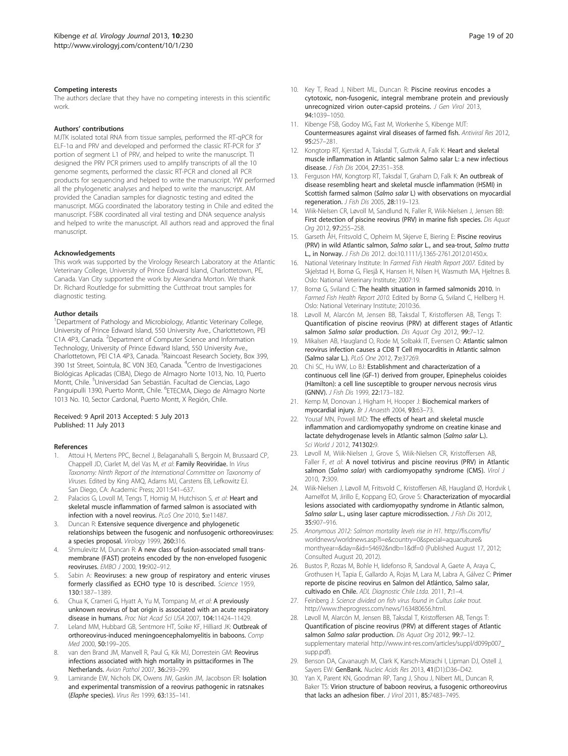#### Competing interests

The authors declare that they have no competing interests in this scientific work.

#### Authors' contributions

MJTK isolated total RNA from tissue samples, performed the RT-qPCR for ELF-1α and PRV and developed and performed the classic RT-PCR for 3′ portion of segment L1 of PRV, and helped to write the manuscript. TI designed the PRV PCR primers used to amplify transcripts of all the 10 genome segments, performed the classic RT-PCR and cloned all PCR products for sequencing and helped to write the manuscript. YW performed all the phylogenetic analyses and helped to write the manuscript. AM provided the Canadian samples for diagnostic testing and edited the manuscript. MGG coordinated the laboratory testing in Chile and edited the manuscript. FSBK coordinated all viral testing and DNA sequence analysis and helped to write the manuscript. All authors read and approved the final manuscript.

#### Acknowledgements

This work was supported by the Virology Research Laboratory at the Atlantic Veterinary College, University of Prince Edward Island, Charlottetown, PE, Canada. Van City supported the work by Alexandra Morton. We thank Dr. Richard Routledge for submitting the Cutthroat trout samples for diagnostic testing.

#### Author details

[1]Department of Pathology and Microbiology, Atlantic Veterinary College, University of Prince Edward Island, 550 University Ave., Charlottetown, PEI C1A 4P3, Canada. [2]Department of Computer Science and Information Technology, University of Prince Edward Island, 550 University Ave., Charlottetown, PEI C1A 4P3, Canada. [3]Raincoast Research Society, Box 399, 390 1st Street, Sointula, BC V0N 3E0, Canada. [4]Centro de Investigaciones Biológicas Aplicadas (CIBA), Diego de Almagro Norte 1013, No. 10, Puerto Montt, Chile. [5]Universidad San Sebastián. Facultad de Ciencias, Lago Panguipulli 1390, Puerto Montt, Chile. [6]ETECMA, Diego de Almagro Norte 1013 No. 10, Sector Cardonal, Puerto Montt, X Región, Chile.

Received: 9 April 2013 Accepted: 5 July 2013
Published: 11 July 2013

#### References

1. Attoui H, Mertens PPC, Becnel J, Belaganahalli S, Bergoin M, Brussaard CP, Chappell JD, Ciarlet M, del Vas M, *et al*: **Family Reoviridae.** In *Virus Taxonomy: Ninth Report of the International Committee on Taxonomy of Viruses.* Edited by King AMQ, Adams MJ, Carstens EB, Lefkowitz EJ. San Diego, CA: Academic Press; 2011:541–637.
2. Palacios G, Lovoll M, Tengs T, Hornig M, Hutchison S, *et al*: **Heart and skeletal muscle inflammation of farmed salmon is associated with infection with a novel reovirus.** *PLoS One* 2010, **5:**e11487.
3. Duncan R: **Extensive sequence divergence and phylogenetic relationships between the fusogenic and nonfusogenic orthoreoviruses: a species proposal.** *Virology* 1999, **260:**316.
4. Shmulevitz M, Duncan R: **A new class of fusion-associated small trans-membrane (FAST) proteins encoded by the non-enveloped fusogenic reoviruses.** *EMBO J* 2000, **19:**902–912.
5. Sabin A: **Reoviruses: a new group of respiratory and enteric viruses formerly classified as ECHO type 10 is described.** *Science* 1959, **130:**1387–1389.
6. Chua K, Crameri G, Hyatt A, Yu M, Tompang M, *et al*: **A previously unknown reovirus of bat origin is associated with an acute respiratory disease in humans.** *Proc Nat Acad Sci USA* 2007, **104:**11424–11429.
7. Leland MM, Hubbard GB, Sentmore HT, Soike KF, Hilliard JK: **Outbreak of orthoreovirus-induced meningoencephalomyelitis in baboons.** *Comp Med* 2000, **50:**199–205.
8. van den Brand JM, Manvell R, Paul G, Kik MJ, Dorrestein GM: **Reovirus infections associated with high mortality in psittaciformes in The Netherlands.** *Avian Pathol* 2007, **36:**293–299.
9. Lamirande EW, Nichols DK, Owens JW, Gaskin JM, Jacobson ER: **Isolation and experimental transmission of a reovirus pathogenic in ratsnakes (*Elaphe* species).** *Virus Res* 1999, **63:**135–141.
10. Key T, Read J, Nibert ML, Duncan R: **Piscine reovirus encodes a cytotoxic, non-fusogenic, integral membrane protein and previously unrecognized virion outer-capsid proteins.** *J Gen Virol* 2013, **94:**1039–1050.
11. Kibenge FSB, Godoy MG, Fast M, Workenhe S, Kibenge MJT: **Countermeasures against viral diseases of farmed fish.** *Antiviral Res* 2012, **95:**257–281.
12. Kongtorp RT, Kjerstad A, Taksdal T, Guttvik A, Falk K: **Heart and skeletal muscle inflammation in Atlantic salmon Salmo salar L: a new infectious disease.** *J Fish Dis* 2004, **27:**351–358.
13. Ferguson HW, Kongtorp RT, Taksdal T, Graham D, Falk K: **An outbreak of disease resembling heart and skeletal muscle inflammation (HSMI) in Scottish farmed salmon (*Salmo salar* L) with observations on myocardial regeneration.** *J Fish Dis* 2005, **28:**119–123.
14. Wiik-Nielsen CR, Løvoll M, Sandlund N, Faller R, Wiik-Nielsen J, Jensen BB: **First detection of piscine reovirus (PRV) in marine fish species.** *Dis Aquat Org* 2012, **97:**255–258.
15. Garseth ÅH, Fritsvold C, Opheim M, Skjerve E, Biering E: **Piscine reovirus (PRV) in wild Atlantic salmon, *Salmo salar* L., and sea-trout, *Salmo trutta* L., in Norway.** *J Fish Dis* 2012. doi:10.1111/j.1365-2761.2012.01450.x.
16. National Veterinary Institute: In *Farmed Fish Health Report 2007.* Edited by Skjelstad H, Bornø G, Flesjå K, Hansen H, Nilsen H, Wasmuth MA, Hjeltnes B. Oslo: National Veterinary Institute; 2007:19.
17. Bornø G, Sviland C: **The health situation in farmed salmonids 2010.** In *Farmed Fish Health Report 2010.* Edited by Bornø G, Sviland C, Hellberg H. Oslo: National Veterinary Institute; 2010:36.
18. Løvoll M, Alarcón M, Jensen BB, Taksdal T, Kristoffersen AB, Tengs T: **Quantification of piscine reovirus (PRV) at different stages of Atlantic salmon *Salmo salar* production.** *Dis Aquat Org* 2012, **99:**7–12.
19. Mikalsen AB, Haugland O, Rode M, Solbakk IT, Evensen O: **Atlantic salmon reovirus infection causes a CD8 T Cell myocarditis in Atlantic salmon (Salmo salar L.).** *PLoS One* 2012, **7:**e37269.
20. Chi SC, Hu WW, Lo BJ: **Establishment and characterization of a continuous cell line (GF-1) derived from grouper, Epinephelus coioides (Hamilton): a cell line susceptible to grouper nervous necrosis virus (GNNV).** *J Fish Dis* 1999, **22:**173–182.
21. Kemp M, Donovan J, Higham H, Hooper J: **Biochemical markers of myocardial injury.** *Br J Anaesth* 2004, **93:**63–73.
22. Yousaf MN, Powell MD: **The effects of heart and skeletal muscle inflammation and cardiomyopathy syndrome on creatine kinase and lactate dehydrogenase levels in Atlantic salmon (*Salmo salar* L.).** *Sci World J* 2012, **741302:**9.
23. Løvoll M, Wiik-Nielsen J, Grove S, Wiik-Nielsen CR, Kristoffersen AB, Faller F, *et al*: **A novel totivirus and piscine reovirus (PRV) in Atlantic salmon (*Salmo salar*) with cardiomyopathy syndrome (CMS).** *Virol J* 2010, **7:**309.
24. Wiik-Nielsen J, Løvoll M, Fritsvold C, Kristoffersen AB, Haugland Ø, Hordvik I, Aamelfot M, Jirillo E, Koppang EO, Grove S: **Characterization of myocardial lesions associated with cardiomyopathy syndrome in Atlantic salmon, *Salmo salar* L., using laser capture microdissection.** *J Fish Dis* 2012, **35:**907–916.
25. *Anonymous 2012: Salmon mortality levels rise in H1.* http://fis.com/fis/worldnews/worldnews.asp?l=e&country=0&special=aquaculture&monthyear=&day=&id=54692&ndb=1&df=0 (Published August 17, 2012; Consulted August 20, 2012).
26. Bustos P, Rozas M, Bohle H, Iidefonso R, Sandoval A, Gaete A, Araya C, Grothusen H, Tapia E, Gallardo A, Rojas M, Lara M, Labra A, Gálvez C: **Primer reporte de piscine reovirus en Salmon del Atlántico, Salmo salar, cultivado en Chile.** *ADL Diagnostic Chile Ltda.* 2011, **7:**1–4.
27. Feinberg J: *Science divided on fish virus found in Cultus Lake trout.* http://www.theprogress.com/news/163480656.html.
28. Løvoll M, Alarcón M, Jensen BB, Taksdal T, Kristoffersen AB, Tengs T: **Quantification of piscine reovirus (PRV) at different stages of Atlantic salmon *Salmo salar* production.** *Dis Aquat Org* 2012, **99:**7–12. supplementary material http://www.int-res.com/articles/suppl/d099p007_supp.pdf).
29. Benson DA, Cavanaugh M, Clark K, Karsch-Mizrachi I, Lipman DJ, Ostell J, Sayers EW: **GenBank.** *Nucleic Acids Res* 2013, **41**(D1):D36–D42.
30. Yan X, Parent KN, Goodman RP, Tang J, Shou J, Nibert ML, Duncan R, Baker TS: **Virion structure of baboon reovirus, a fusogenic orthoreovirus that lacks an adhesion fiber.** *J Virol* 2011, **85:**7483–7495.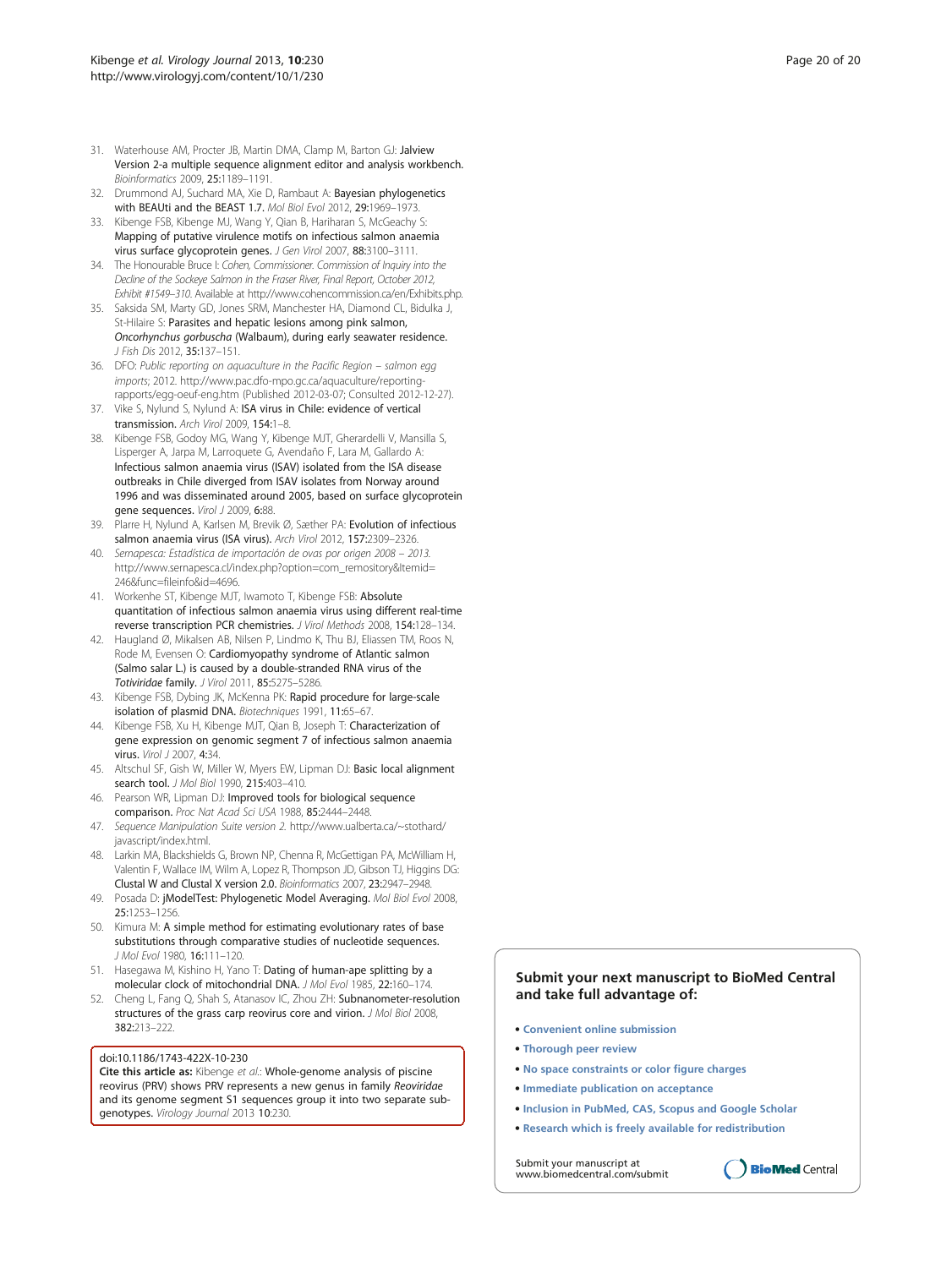31. Waterhouse AM, Procter JB, Martin DMA, Clamp M, Barton GJ: **Jalview Version 2-a multiple sequence alignment editor and analysis workbench.** *Bioinformatics* 2009, **25:**1189–1191.
32. Drummond AJ, Suchard MA, Xie D, Rambaut A: **Bayesian phylogenetics with BEAUti and the BEAST 1.7.** *Mol Biol Evol* 2012, **29:**1969–1973.
33. Kibenge FSB, Kibenge MJ, Wang Y, Qian B, Hariharan S, McGeachy S: **Mapping of putative virulence motifs on infectious salmon anaemia virus surface glycoprotein genes.** *J Gen Virol* 2007, **88:**3100–3111.
34. The Honourable Bruce I: *Cohen, Commissioner. Commission of Inquiry into the Decline of the Sockeye Salmon in the Fraser River, Final Report, October 2012, Exhibit #1549–310.* Available at http://www.cohencommission.ca/en/Exhibits.php.
35. Saksida SM, Marty GD, Jones SRM, Manchester HA, Diamond CL, Bidulka J, St-Hilaire S: **Parasites and hepatic lesions among pink salmon, *Oncorhynchus gorbuscha* (Walbaum), during early seawater residence.** *J Fish Dis* 2012, **35:**137–151.
36. DFO: *Public reporting on aquaculture in the Pacific Region – salmon egg imports*; 2012. http://www.pac.dfo-mpo.gc.ca/aquaculture/reporting-rapports/egg-oeuf-eng.htm (Published 2012-03-07; Consulted 2012-12-27).
37. Vike S, Nylund S, Nylund A: **ISA virus in Chile: evidence of vertical transmission.** *Arch Virol* 2009, **154:**1–8.
38. Kibenge FSB, Godoy MG, Wang Y, Kibenge MJT, Gherardelli V, Mansilla S, Lisperger A, Jarpa M, Larroquete G, Avendaño F, Lara M, Gallardo A: **Infectious salmon anaemia virus (ISAV) isolated from the ISA disease outbreaks in Chile diverged from ISAV isolates from Norway around 1996 and was disseminated around 2005, based on surface glycoprotein gene sequences.** *Virol J* 2009, **6:**88.
39. Plarre H, Nylund A, Karlsen M, Brevik Ø, Sæther PA: **Evolution of infectious salmon anaemia virus (ISA virus).** *Arch Virol* 2012, **157:**2309–2326.
40. *Sernapesca: Estadística de importación de ovas por origen 2008 – 2013.* http://www.sernapesca.cl/index.php?option=com_remository&Itemid=246&func=fileinfo&id=4696.
41. Workenhe ST, Kibenge MJT, Iwamoto T, Kibenge FSB: **Absolute quantitation of infectious salmon anaemia virus using different real-time reverse transcription PCR chemistries.** *J Virol Methods* 2008, **154:**128–134.
42. Haugland Ø, Mikalsen AB, Nilsen P, Lindmo K, Thu BJ, Eliassen TM, Roos N, Rode M, Evensen O: **Cardiomyopathy syndrome of Atlantic salmon (Salmo salar L.) is caused by a double-stranded RNA virus of the *Totiviridae* family.** *J Virol* 2011, **85:**5275–5286.
43. Kibenge FSB, Dybing JK, McKenna PK: **Rapid procedure for large-scale isolation of plasmid DNA.** *Biotechniques* 1991, **11:**65–67.
44. Kibenge FSB, Xu H, Kibenge MJT, Qian B, Joseph T: **Characterization of gene expression on genomic segment 7 of infectious salmon anaemia virus.** *Virol J* 2007, **4:**34.
45. Altschul SF, Gish W, Miller W, Myers EW, Lipman DJ: **Basic local alignment search tool.** *J Mol Biol* 1990, **215:**403–410.
46. Pearson WR, Lipman DJ: **Improved tools for biological sequence comparison.** *Proc Nat Acad Sci USA* 1988, **85:**2444–2448.
47. *Sequence Manipulation Suite version 2.* http://www.ualberta.ca/~stothard/javascript/index.html.
48. Larkin MA, Blackshields G, Brown NP, Chenna R, McGettigan PA, McWilliam H, Valentin F, Wallace IM, Wilm A, Lopez R, Thompson JD, Gibson TJ, Higgins DG: **Clustal W and Clustal X version 2.0.** *Bioinformatics* 2007, **23:**2947–2948.
49. Posada D: **jModelTest: Phylogenetic Model Averaging.** *Mol Biol Evol* 2008, **25:**1253–1256.
50. Kimura M: **A simple method for estimating evolutionary rates of base substitutions through comparative studies of nucleotide sequences.** *J Mol Evol* 1980, **16:**111–120.
51. Hasegawa M, Kishino H, Yano T: **Dating of human-ape splitting by a molecular clock of mitochondrial DNA.** *J Mol Evol* 1985, **22:**160–174.
52. Cheng L, Fang Q, Shah S, Atanasov IC, Zhou ZH: **Subnanometer-resolution structures of the grass carp reovirus core and virion.** *J Mol Biol* 2008, **382:**213–222.

doi:10.1186/1743-422X-10-230

**Cite this article as:** Kibenge *et al.*: Whole-genome analysis of piscine reovirus (PRV) shows PRV represents a new genus in family *Reoviridae* and its genome segment S1 sequences group it into two separate sub-genotypes. *Virology Journal* 2013 **10**:230.

**Submit your next manuscript to BioMed Central and take full advantage of:**

- **Convenient online submission**
- **Thorough peer review**
- **No space constraints or color figure charges**
- **Immediate publication on acceptance**
- **Inclusion in PubMed, CAS, Scopus and Google Scholar**
- **Research which is freely available for redistribution**

Submit your manuscript at www.biomedcentral.com/submit

BioMed Central